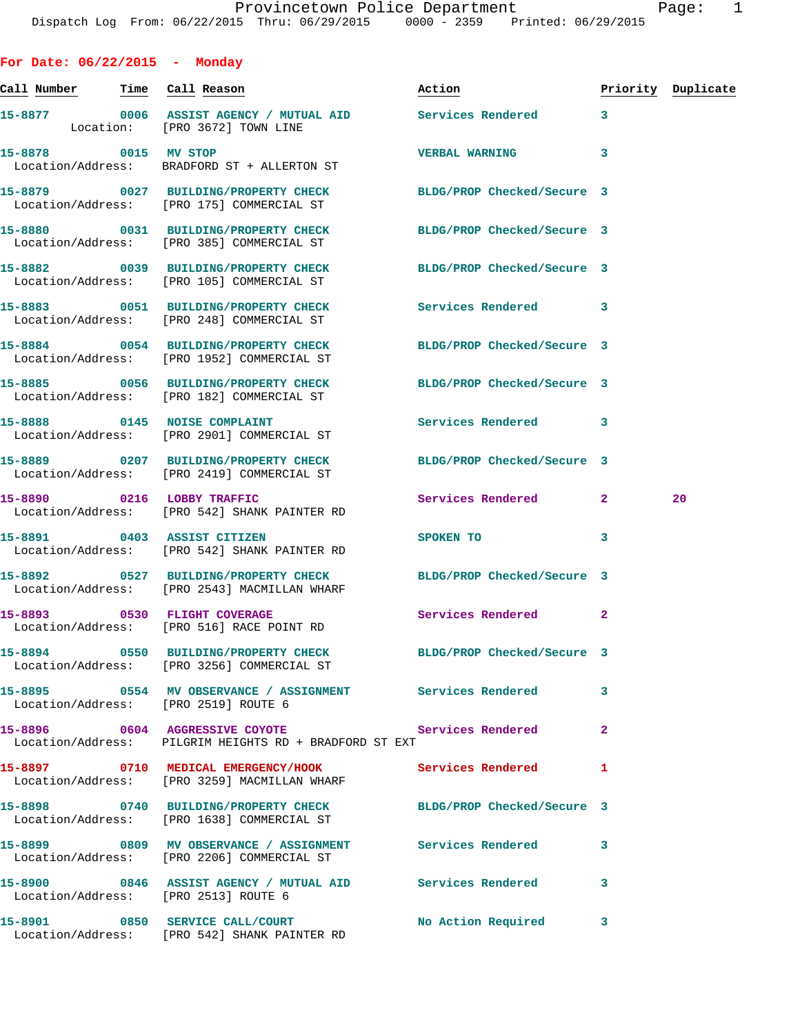For Date: 06/22/2015 - Monday

| Call Number | Time | Call Reason | Action | Priority | Duplicate |
|---|---|---|---|---|---|
| 15-8877 | 0006 | ASSIST AGENCY / MUTUAL AID | Services Rendered | 3 | |
| Location: [PRO 3672] TOWN LINE | | | | | |
| 15-8878 | 0015 | MV STOP | VERBAL WARNING | 3 | |
| Location/Address: BRADFORD ST + ALLERTON ST | | | | | |
| 15-8879 | 0027 | BUILDING/PROPERTY CHECK | BLDG/PROP Checked/Secure | 3 | |
| Location/Address: [PRO 175] COMMERCIAL ST | | | | | |
| 15-8880 | 0031 | BUILDING/PROPERTY CHECK | BLDG/PROP Checked/Secure | 3 | |
| Location/Address: [PRO 385] COMMERCIAL ST | | | | | |
| 15-8882 | 0039 | BUILDING/PROPERTY CHECK | BLDG/PROP Checked/Secure | 3 | |
| Location/Address: [PRO 105] COMMERCIAL ST | | | | | |
| 15-8883 | 0051 | BUILDING/PROPERTY CHECK | Services Rendered | 3 | |
| Location/Address: [PRO 248] COMMERCIAL ST | | | | | |
| 15-8884 | 0054 | BUILDING/PROPERTY CHECK | BLDG/PROP Checked/Secure | 3 | |
| Location/Address: [PRO 1952] COMMERCIAL ST | | | | | |
| 15-8885 | 0056 | BUILDING/PROPERTY CHECK | BLDG/PROP Checked/Secure | 3 | |
| Location/Address: [PRO 182] COMMERCIAL ST | | | | | |
| 15-8888 | 0145 | NOISE COMPLAINT | Services Rendered | 3 | |
| Location/Address: [PRO 2901] COMMERCIAL ST | | | | | |
| 15-8889 | 0207 | BUILDING/PROPERTY CHECK | BLDG/PROP Checked/Secure | 3 | |
| Location/Address: [PRO 2419] COMMERCIAL ST | | | | | |
| 15-8890 | 0216 | LOBBY TRAFFIC | Services Rendered | 2 | 20 |
| Location/Address: [PRO 542] SHANK PAINTER RD | | | | | |
| 15-8891 | 0403 | ASSIST CITIZEN | SPOKEN TO | 3 | |
| Location/Address: [PRO 542] SHANK PAINTER RD | | | | | |
| 15-8892 | 0527 | BUILDING/PROPERTY CHECK | BLDG/PROP Checked/Secure | 3 | |
| Location/Address: [PRO 2543] MACMILLAN WHARF | | | | | |
| 15-8893 | 0530 | FLIGHT COVERAGE | Services Rendered | 2 | |
| Location/Address: [PRO 516] RACE POINT RD | | | | | |
| 15-8894 | 0550 | BUILDING/PROPERTY CHECK | BLDG/PROP Checked/Secure | 3 | |
| Location/Address: [PRO 3256] COMMERCIAL ST | | | | | |
| 15-8895 | 0554 | MV OBSERVANCE / ASSIGNMENT | Services Rendered | 3 | |
| Location/Address: [PRO 2519] ROUTE 6 | | | | | |
| 15-8896 | 0604 | AGGRESSIVE COYOTE | Services Rendered | 2 | |
| Location/Address: PILGRIM HEIGHTS RD + BRADFORD ST EXT | | | | | |
| 15-8897 | 0710 | MEDICAL EMERGENCY/HOOK | Services Rendered | 1 | |
| Location/Address: [PRO 3259] MACMILLAN WHARF | | | | | |
| 15-8898 | 0740 | BUILDING/PROPERTY CHECK | BLDG/PROP Checked/Secure | 3 | |
| Location/Address: [PRO 1638] COMMERCIAL ST | | | | | |
| 15-8899 | 0809 | MV OBSERVANCE / ASSIGNMENT | Services Rendered | 3 | |
| Location/Address: [PRO 2206] COMMERCIAL ST | | | | | |
| 15-8900 | 0846 | ASSIST AGENCY / MUTUAL AID | Services Rendered | 3 | |
| Location/Address: [PRO 2513] ROUTE 6 | | | | | |
| 15-8901 | 0850 | SERVICE CALL/COURT | No Action Required | 3 | |
| Location/Address: [PRO 542] SHANK PAINTER RD | | | | | |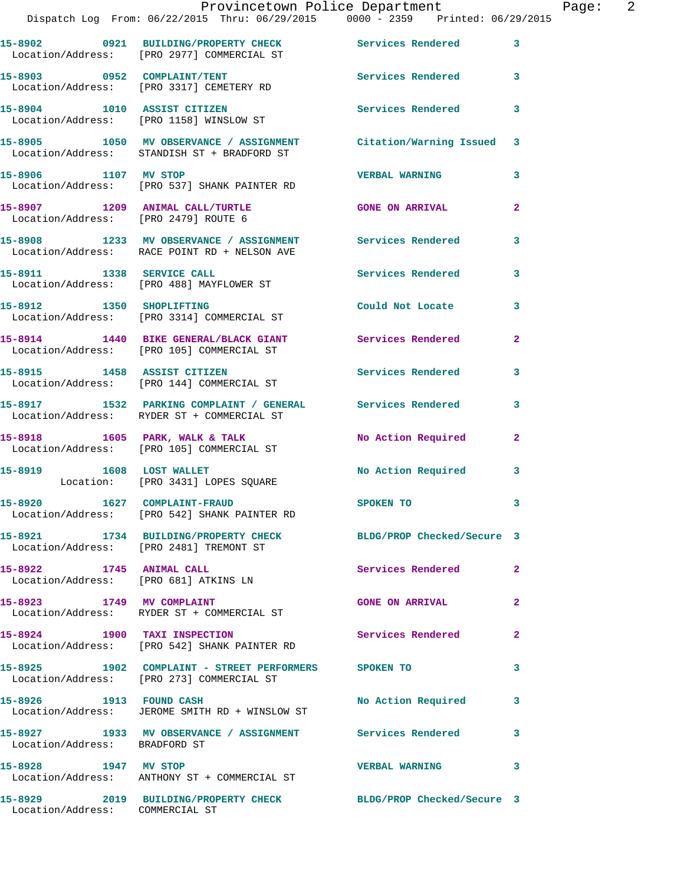15-8902 0921 BUILDING/PROPERTY CHECK Services Rendered 3
Location/Address: [PRO 2977] COMMERCIAL ST

15-8903 0952 COMPLAINT/TENT Services Rendered 3
Location/Address: [PRO 3317] CEMETERY RD

15-8904 1010 ASSIST CITIZEN Services Rendered 3
Location/Address: [PRO 1158] WINSLOW ST

15-8905 1050 MV OBSERVANCE / ASSIGNMENT Citation/Warning Issued 3
Location/Address: STANDISH ST + BRADFORD ST

15-8906 1107 MV STOP VERBAL WARNING 3
Location/Address: [PRO 537] SHANK PAINTER RD

15-8907 1209 ANIMAL CALL/TURTLE GONE ON ARRIVAL 2
Location/Address: [PRO 2479] ROUTE 6

15-8908 1233 MV OBSERVANCE / ASSIGNMENT Services Rendered 3
Location/Address: RACE POINT RD + NELSON AVE

15-8911 1338 SERVICE CALL Services Rendered 3
Location/Address: [PRO 488] MAYFLOWER ST

15-8912 1350 SHOPLIFTING Could Not Locate 3
Location/Address: [PRO 3314] COMMERCIAL ST

15-8914 1440 BIKE GENERAL/BLACK GIANT Services Rendered 2
Location/Address: [PRO 105] COMMERCIAL ST

15-8915 1458 ASSIST CITIZEN Services Rendered 3
Location/Address: [PRO 144] COMMERCIAL ST

15-8917 1532 PARKING COMPLAINT / GENERAL Services Rendered 3
Location/Address: RYDER ST + COMMERCIAL ST

15-8918 1605 PARK, WALK & TALK No Action Required 2
Location/Address: [PRO 105] COMMERCIAL ST

15-8919 1608 LOST WALLET No Action Required 3
Location: [PRO 3431] LOPES SQUARE

15-8920 1627 COMPLAINT-FRAUD SPOKEN TO 3
Location/Address: [PRO 542] SHANK PAINTER RD

15-8921 1734 BUILDING/PROPERTY CHECK BLDG/PROP Checked/Secure 3
Location/Address: [PRO 2481] TREMONT ST

15-8922 1745 ANIMAL CALL Services Rendered 2
Location/Address: [PRO 681] ATKINS LN

15-8923 1749 MV COMPLAINT GONE ON ARRIVAL 2
Location/Address: RYDER ST + COMMERCIAL ST

15-8924 1900 TAXI INSPECTION Services Rendered 2
Location/Address: [PRO 542] SHANK PAINTER RD

15-8925 1902 COMPLAINT - STREET PERFORMERS SPOKEN TO 3
Location/Address: [PRO 273] COMMERCIAL ST

15-8926 1913 FOUND CASH No Action Required 3
Location/Address: JEROME SMITH RD + WINSLOW ST

15-8927 1933 MV OBSERVANCE / ASSIGNMENT Services Rendered 3
Location/Address: BRADFORD ST

15-8928 1947 MV STOP VERBAL WARNING 3
Location/Address: ANTHONY ST + COMMERCIAL ST

15-8929 2019 BUILDING/PROPERTY CHECK BLDG/PROP Checked/Secure 3
Location/Address: COMMERCIAL ST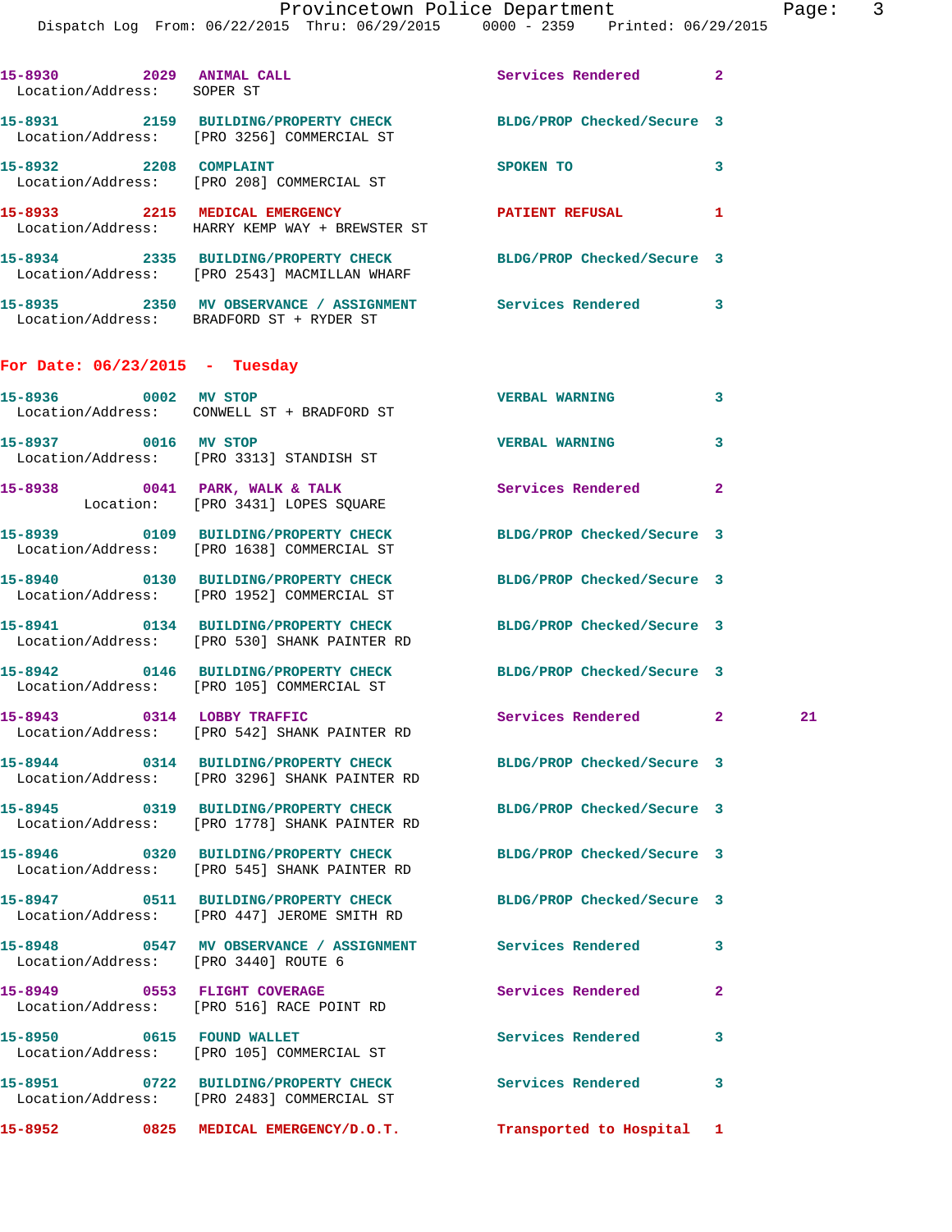15-8930 2029 ANIMAL CALL Services Rendered 2
Location/Address: SOPER ST

15-8931 2159 BUILDING/PROPERTY CHECK BLDG/PROP Checked/Secure 3
Location/Address: [PRO 3256] COMMERCIAL ST

15-8932 2208 COMPLAINT SPOKEN TO 3
Location/Address: [PRO 208] COMMERCIAL ST

15-8933 2215 MEDICAL EMERGENCY PATIENT REFUSAL 1
Location/Address: HARRY KEMP WAY + BREWSTER ST

15-8934 2335 BUILDING/PROPERTY CHECK BLDG/PROP Checked/Secure 3
Location/Address: [PRO 2543] MACMILLAN WHARF

15-8935 2350 MV OBSERVANCE / ASSIGNMENT Services Rendered 3
Location/Address: BRADFORD ST + RYDER ST

## For Date: 06/23/2015 - Tuesday

15-8936 0002 MV STOP VERBAL WARNING 3
Location/Address: CONWELL ST + BRADFORD ST

15-8937 0016 MV STOP VERBAL WARNING 3
Location/Address: [PRO 3313] STANDISH ST

15-8938 0041 PARK, WALK & TALK Services Rendered 2
Location: [PRO 3431] LOPES SQUARE

15-8939 0109 BUILDING/PROPERTY CHECK BLDG/PROP Checked/Secure 3
Location/Address: [PRO 1638] COMMERCIAL ST

15-8940 0130 BUILDING/PROPERTY CHECK BLDG/PROP Checked/Secure 3
Location/Address: [PRO 1952] COMMERCIAL ST

15-8941 0134 BUILDING/PROPERTY CHECK BLDG/PROP Checked/Secure 3
Location/Address: [PRO 530] SHANK PAINTER RD

15-8942 0146 BUILDING/PROPERTY CHECK BLDG/PROP Checked/Secure 3
Location/Address: [PRO 105] COMMERCIAL ST

15-8943 0314 LOBBY TRAFFIC Services Rendered 2 21
Location/Address: [PRO 542] SHANK PAINTER RD

15-8944 0314 BUILDING/PROPERTY CHECK BLDG/PROP Checked/Secure 3
Location/Address: [PRO 3296] SHANK PAINTER RD

15-8945 0319 BUILDING/PROPERTY CHECK BLDG/PROP Checked/Secure 3
Location/Address: [PRO 1778] SHANK PAINTER RD

15-8946 0320 BUILDING/PROPERTY CHECK BLDG/PROP Checked/Secure 3
Location/Address: [PRO 545] SHANK PAINTER RD

15-8947 0511 BUILDING/PROPERTY CHECK BLDG/PROP Checked/Secure 3
Location/Address: [PRO 447] JEROME SMITH RD

15-8948 0547 MV OBSERVANCE / ASSIGNMENT Services Rendered 3
Location/Address: [PRO 3440] ROUTE 6

15-8949 0553 FLIGHT COVERAGE Services Rendered 2
Location/Address: [PRO 516] RACE POINT RD

15-8950 0615 FOUND WALLET Services Rendered 3
Location/Address: [PRO 105] COMMERCIAL ST

15-8951 0722 BUILDING/PROPERTY CHECK Services Rendered 3
Location/Address: [PRO 2483] COMMERCIAL ST

15-8952 0825 MEDICAL EMERGENCY/D.O.T. Transported to Hospital 1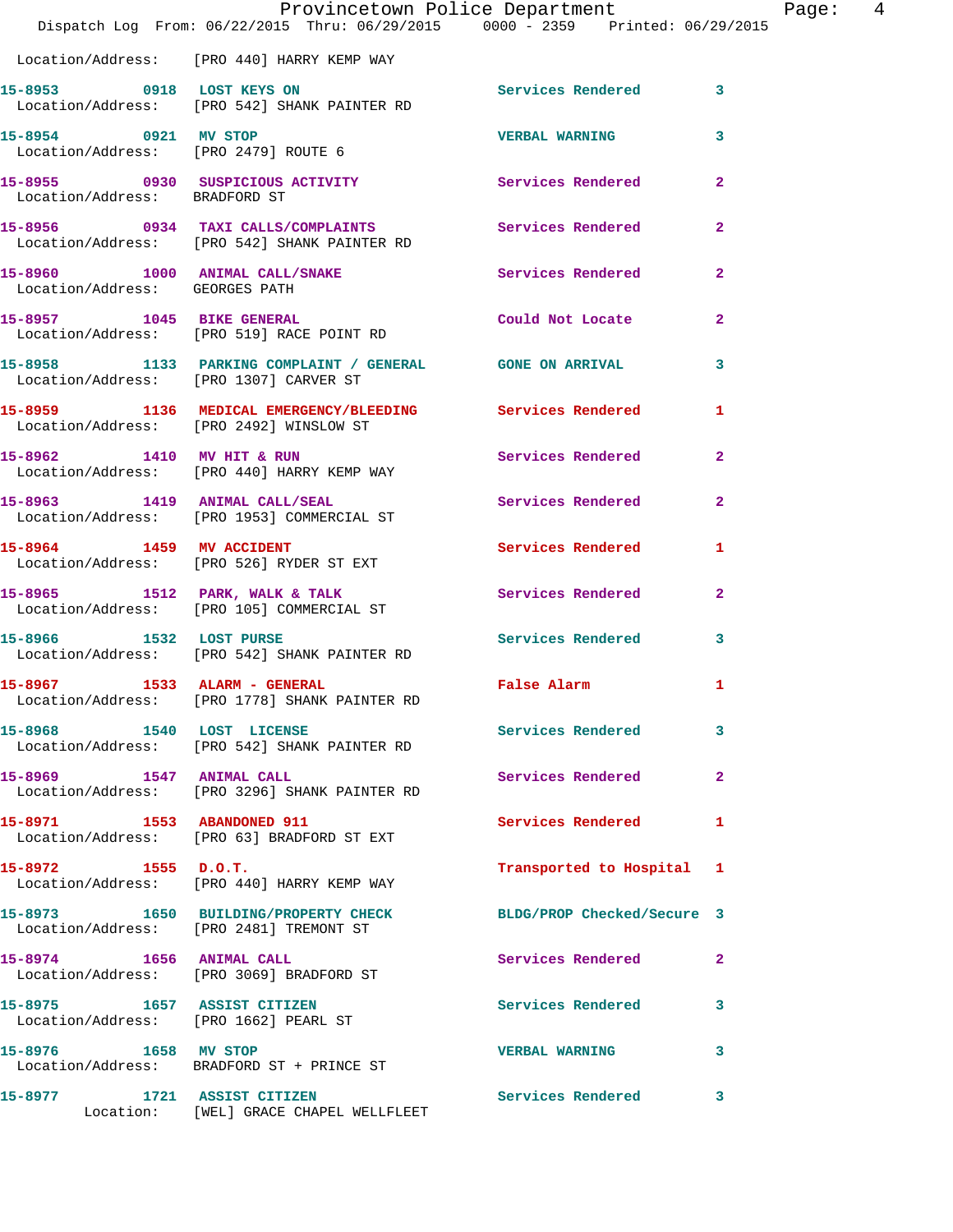Location/Address: [PRO 440] HARRY KEMP WAY

| Call # | Time | Call Reason | Action | Priority |
|---|---|---|---|---|
| 15-8953 | 0918 | LOST KEYS ON | Services Rendered | 3 |
| Location/Address: [PRO 542] SHANK PAINTER RD | | | | |
| 15-8954 | 0921 | MV STOP | VERBAL WARNING | 3 |
| Location/Address: [PRO 2479] ROUTE 6 | | | | |
| 15-8955 | 0930 | SUSPICIOUS ACTIVITY | Services Rendered | 2 |
| Location/Address: BRADFORD ST | | | | |
| 15-8956 | 0934 | TAXI CALLS/COMPLAINTS | Services Rendered | 2 |
| Location/Address: [PRO 542] SHANK PAINTER RD | | | | |
| 15-8960 | 1000 | ANIMAL CALL/SNAKE | Services Rendered | 2 |
| Location/Address: GEORGES PATH | | | | |
| 15-8957 | 1045 | BIKE GENERAL | Could Not Locate | 2 |
| Location/Address: [PRO 519] RACE POINT RD | | | | |
| 15-8958 | 1133 | PARKING COMPLAINT / GENERAL | GONE ON ARRIVAL | 3 |
| Location/Address: [PRO 1307] CARVER ST | | | | |
| 15-8959 | 1136 | MEDICAL EMERGENCY/BLEEDING | Services Rendered | 1 |
| Location/Address: [PRO 2492] WINSLOW ST | | | | |
| 15-8962 | 1410 | MV HIT & RUN | Services Rendered | 2 |
| Location/Address: [PRO 440] HARRY KEMP WAY | | | | |
| 15-8963 | 1419 | ANIMAL CALL/SEAL | Services Rendered | 2 |
| Location/Address: [PRO 1953] COMMERCIAL ST | | | | |
| 15-8964 | 1459 | MV ACCIDENT | Services Rendered | 1 |
| Location/Address: [PRO 526] RYDER ST EXT | | | | |
| 15-8965 | 1512 | PARK, WALK & TALK | Services Rendered | 2 |
| Location/Address: [PRO 105] COMMERCIAL ST | | | | |
| 15-8966 | 1532 | LOST PURSE | Services Rendered | 3 |
| Location/Address: [PRO 542] SHANK PAINTER RD | | | | |
| 15-8967 | 1533 | ALARM - GENERAL | False Alarm | 1 |
| Location/Address: [PRO 1778] SHANK PAINTER RD | | | | |
| 15-8968 | 1540 | LOST LICENSE | Services Rendered | 3 |
| Location/Address: [PRO 542] SHANK PAINTER RD | | | | |
| 15-8969 | 1547 | ANIMAL CALL | Services Rendered | 2 |
| Location/Address: [PRO 3296] SHANK PAINTER RD | | | | |
| 15-8971 | 1553 | ABANDONED 911 | Services Rendered | 1 |
| Location/Address: [PRO 63] BRADFORD ST EXT | | | | |
| 15-8972 | 1555 | D.O.T. | Transported to Hospital | 1 |
| Location/Address: [PRO 440] HARRY KEMP WAY | | | | |
| 15-8973 | 1650 | BUILDING/PROPERTY CHECK | BLDG/PROP Checked/Secure | 3 |
| Location/Address: [PRO 2481] TREMONT ST | | | | |
| 15-8974 | 1656 | ANIMAL CALL | Services Rendered | 2 |
| Location/Address: [PRO 3069] BRADFORD ST | | | | |
| 15-8975 | 1657 | ASSIST CITIZEN | Services Rendered | 3 |
| Location/Address: [PRO 1662] PEARL ST | | | | |
| 15-8976 | 1658 | MV STOP | VERBAL WARNING | 3 |
| Location/Address: BRADFORD ST + PRINCE ST | | | | |
| 15-8977 | 1721 | ASSIST CITIZEN | Services Rendered | 3 |
| Location: [WEL] GRACE CHAPEL WELLFLEET | | | | |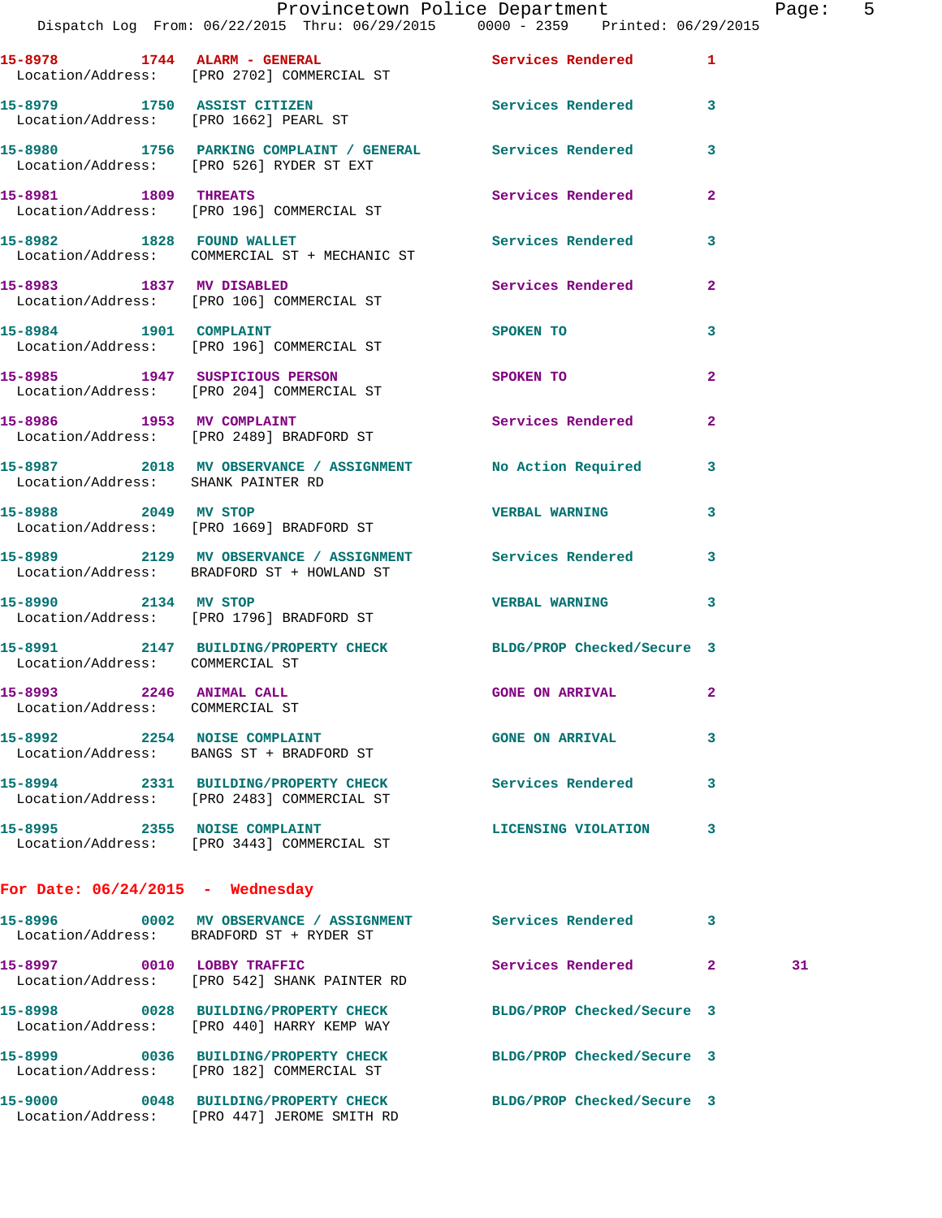15-8978 1744 ALARM - GENERAL Services Rendered 1
Location/Address: [PRO 2702] COMMERCIAL ST

15-8979 1750 ASSIST CITIZEN Services Rendered 3
Location/Address: [PRO 1662] PEARL ST

15-8980 1756 PARKING COMPLAINT / GENERAL Services Rendered 3
Location/Address: [PRO 526] RYDER ST EXT

15-8981 1809 THREATS Services Rendered 2
Location/Address: [PRO 196] COMMERCIAL ST

15-8982 1828 FOUND WALLET Services Rendered 3
Location/Address: COMMERCIAL ST + MECHANIC ST

15-8983 1837 MV DISABLED Services Rendered 2
Location/Address: [PRO 106] COMMERCIAL ST

15-8984 1901 COMPLAINT SPOKEN TO 3
Location/Address: [PRO 196] COMMERCIAL ST

15-8985 1947 SUSPICIOUS PERSON SPOKEN TO 2
Location/Address: [PRO 204] COMMERCIAL ST

15-8986 1953 MV COMPLAINT Services Rendered 2
Location/Address: [PRO 2489] BRADFORD ST

15-8987 2018 MV OBSERVANCE / ASSIGNMENT No Action Required 3
Location/Address: SHANK PAINTER RD

15-8988 2049 MV STOP VERBAL WARNING 3
Location/Address: [PRO 1669] BRADFORD ST

15-8989 2129 MV OBSERVANCE / ASSIGNMENT Services Rendered 3
Location/Address: BRADFORD ST + HOWLAND ST

15-8990 2134 MV STOP VERBAL WARNING 3
Location/Address: [PRO 1796] BRADFORD ST

15-8991 2147 BUILDING/PROPERTY CHECK BLDG/PROP Checked/Secure 3
Location/Address: COMMERCIAL ST

15-8993 2246 ANIMAL CALL GONE ON ARRIVAL 2
Location/Address: COMMERCIAL ST

15-8992 2254 NOISE COMPLAINT GONE ON ARRIVAL 3
Location/Address: BANGS ST + BRADFORD ST

15-8994 2331 BUILDING/PROPERTY CHECK Services Rendered 3
Location/Address: [PRO 2483] COMMERCIAL ST

15-8995 2355 NOISE COMPLAINT LICENSING VIOLATION 3
Location/Address: [PRO 3443] COMMERCIAL ST

## For Date: 06/24/2015 - Wednesday

15-8996 0002 MV OBSERVANCE / ASSIGNMENT Services Rendered 3
Location/Address: BRADFORD ST + RYDER ST

15-8997 0010 LOBBY TRAFFIC Services Rendered 2 31
Location/Address: [PRO 542] SHANK PAINTER RD

15-8998 0028 BUILDING/PROPERTY CHECK BLDG/PROP Checked/Secure 3
Location/Address: [PRO 440] HARRY KEMP WAY

15-8999 0036 BUILDING/PROPERTY CHECK BLDG/PROP Checked/Secure 3
Location/Address: [PRO 182] COMMERCIAL ST

15-9000 0048 BUILDING/PROPERTY CHECK BLDG/PROP Checked/Secure 3
Location/Address: [PRO 447] JEROME SMITH RD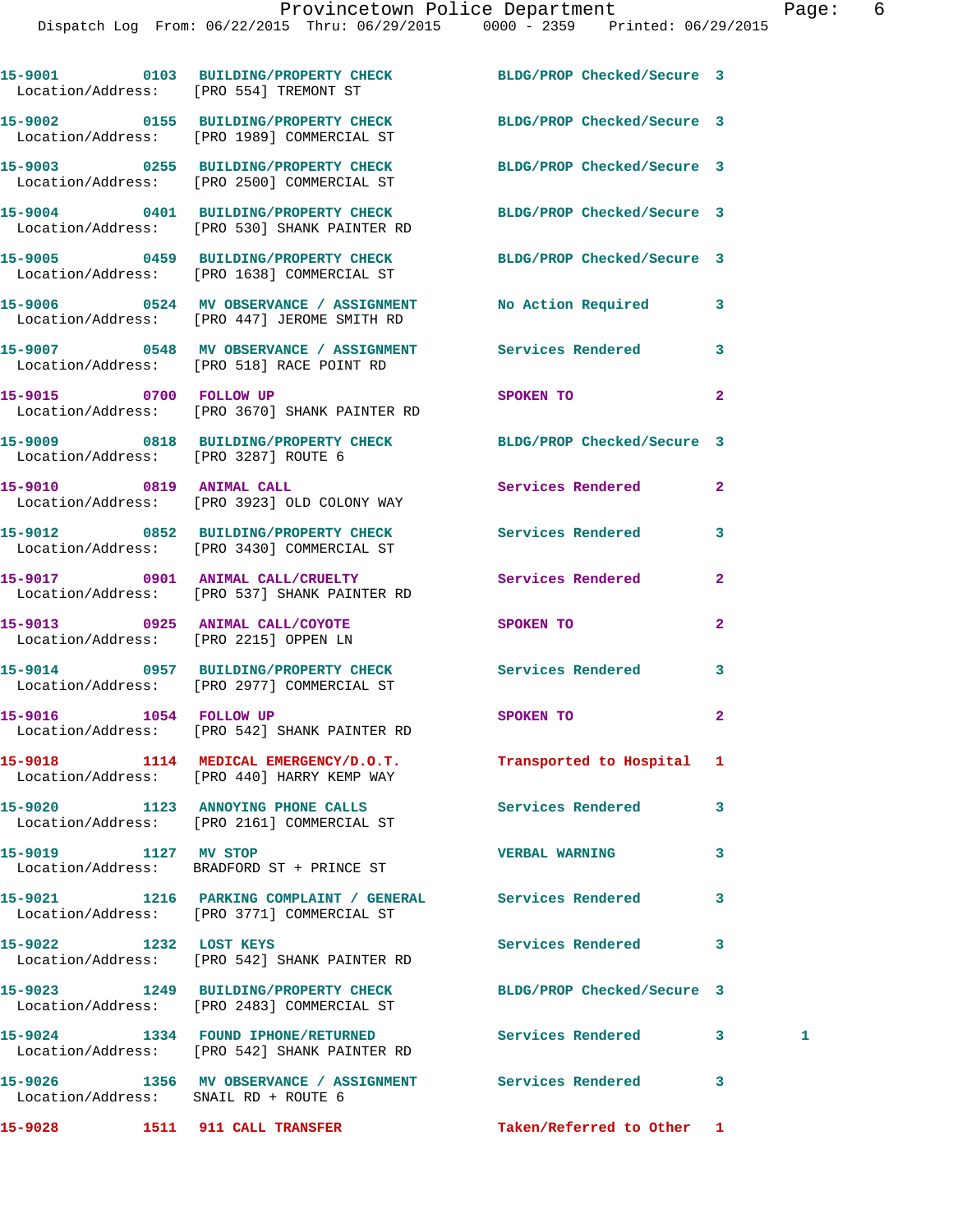15-9001 0103 BUILDING/PROPERTY CHECK BLDG/PROP Checked/Secure 3
Location/Address: [PRO 554] TREMONT ST

15-9002 0155 BUILDING/PROPERTY CHECK BLDG/PROP Checked/Secure 3
Location/Address: [PRO 1989] COMMERCIAL ST

15-9003 0255 BUILDING/PROPERTY CHECK BLDG/PROP Checked/Secure 3
Location/Address: [PRO 2500] COMMERCIAL ST

15-9004 0401 BUILDING/PROPERTY CHECK BLDG/PROP Checked/Secure 3
Location/Address: [PRO 530] SHANK PAINTER RD

15-9005 0459 BUILDING/PROPERTY CHECK BLDG/PROP Checked/Secure 3
Location/Address: [PRO 1638] COMMERCIAL ST

15-9006 0524 MV OBSERVANCE / ASSIGNMENT No Action Required 3
Location/Address: [PRO 447] JEROME SMITH RD

15-9007 0548 MV OBSERVANCE / ASSIGNMENT Services Rendered 3
Location/Address: [PRO 518] RACE POINT RD

15-9015 0700 FOLLOW UP SPOKEN TO 2
Location/Address: [PRO 3670] SHANK PAINTER RD

15-9009 0818 BUILDING/PROPERTY CHECK BLDG/PROP Checked/Secure 3
Location/Address: [PRO 3287] ROUTE 6

15-9010 0819 ANIMAL CALL Services Rendered 2
Location/Address: [PRO 3923] OLD COLONY WAY

15-9012 0852 BUILDING/PROPERTY CHECK Services Rendered 3
Location/Address: [PRO 3430] COMMERCIAL ST

15-9017 0901 ANIMAL CALL/CRUELTY Services Rendered 2
Location/Address: [PRO 537] SHANK PAINTER RD

15-9013 0925 ANIMAL CALL/COYOTE SPOKEN TO 2
Location/Address: [PRO 2215] OPPEN LN

15-9014 0957 BUILDING/PROPERTY CHECK Services Rendered 3
Location/Address: [PRO 2977] COMMERCIAL ST

15-9016 1054 FOLLOW UP SPOKEN TO 2
Location/Address: [PRO 542] SHANK PAINTER RD

15-9018 1114 MEDICAL EMERGENCY/D.O.T. Transported to Hospital 1
Location/Address: [PRO 440] HARRY KEMP WAY

15-9020 1123 ANNOYING PHONE CALLS Services Rendered 3
Location/Address: [PRO 2161] COMMERCIAL ST

15-9019 1127 MV STOP VERBAL WARNING 3
Location/Address: BRADFORD ST + PRINCE ST

15-9021 1216 PARKING COMPLAINT / GENERAL Services Rendered 3
Location/Address: [PRO 3771] COMMERCIAL ST

15-9022 1232 LOST KEYS Services Rendered 3
Location/Address: [PRO 542] SHANK PAINTER RD

15-9023 1249 BUILDING/PROPERTY CHECK BLDG/PROP Checked/Secure 3
Location/Address: [PRO 2483] COMMERCIAL ST

15-9024 1334 FOUND IPHONE/RETURNED Services Rendered 3 1
Location/Address: [PRO 542] SHANK PAINTER RD

15-9026 1356 MV OBSERVANCE / ASSIGNMENT Services Rendered 3
Location/Address: SNAIL RD + ROUTE 6

15-9028 1511 911 CALL TRANSFER Taken/Referred to Other 1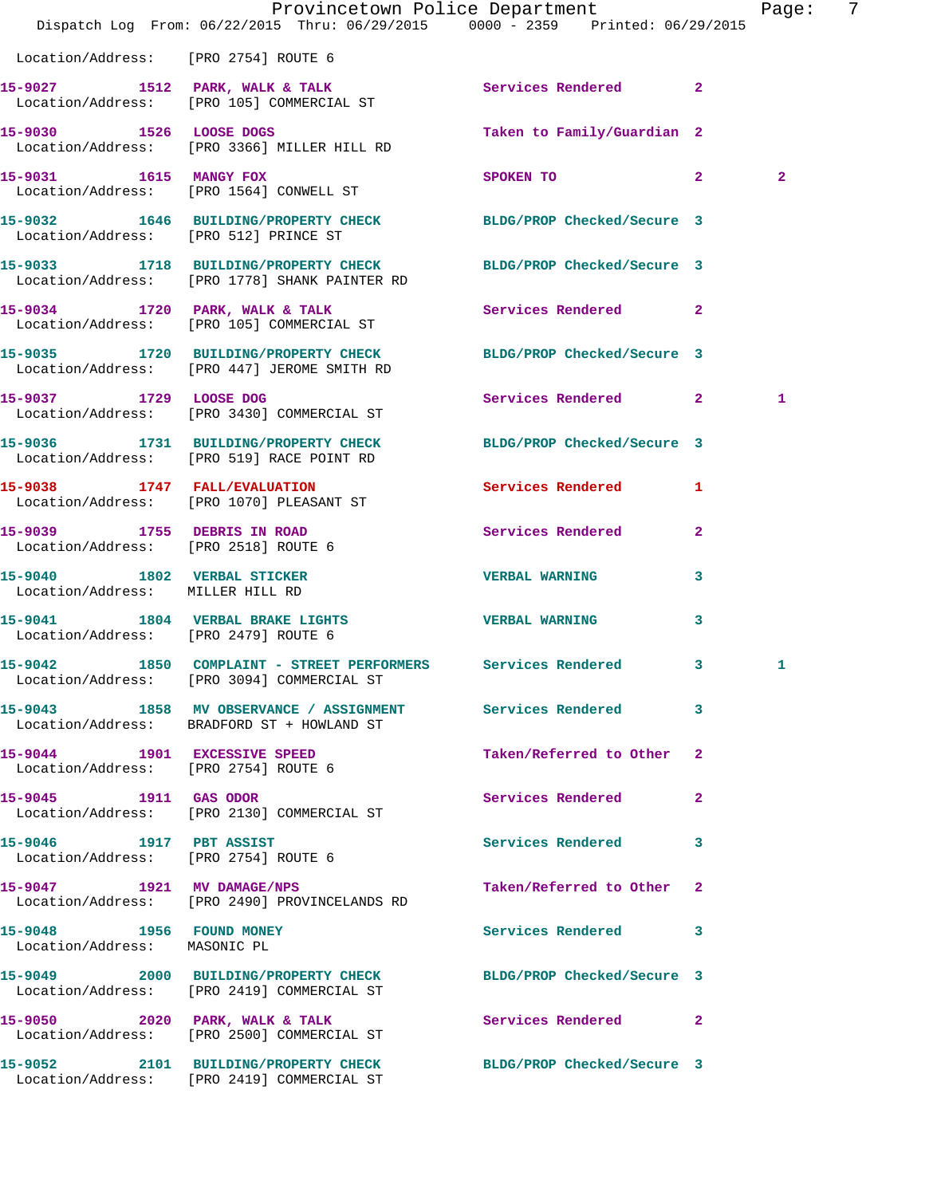Location/Address: [PRO 2754] ROUTE 6

| Call # | Time | Call Reason | Action | Priority | |
|---|---|---|---|---|---|
| 15-9027 | 1512 | PARK, WALK & TALK | Services Rendered | 2 | |
| Location/Address: [PRO 105] COMMERCIAL ST | | | | | |
| 15-9030 | 1526 | LOOSE DOGS | Taken to Family/Guardian | 2 | |
| Location/Address: [PRO 3366] MILLER HILL RD | | | | | |
| 15-9031 | 1615 | MANGY FOX | SPOKEN TO | 2 | 2 |
| Location/Address: [PRO 1564] CONWELL ST | | | | | |
| 15-9032 | 1646 | BUILDING/PROPERTY CHECK | BLDG/PROP Checked/Secure | 3 | |
| Location/Address: [PRO 512] PRINCE ST | | | | | |
| 15-9033 | 1718 | BUILDING/PROPERTY CHECK | BLDG/PROP Checked/Secure | 3 | |
| Location/Address: [PRO 1778] SHANK PAINTER RD | | | | | |
| 15-9034 | 1720 | PARK, WALK & TALK | Services Rendered | 2 | |
| Location/Address: [PRO 105] COMMERCIAL ST | | | | | |
| 15-9035 | 1720 | BUILDING/PROPERTY CHECK | BLDG/PROP Checked/Secure | 3 | |
| Location/Address: [PRO 447] JEROME SMITH RD | | | | | |
| 15-9037 | 1729 | LOOSE DOG | Services Rendered | 2 | 1 |
| Location/Address: [PRO 3430] COMMERCIAL ST | | | | | |
| 15-9036 | 1731 | BUILDING/PROPERTY CHECK | BLDG/PROP Checked/Secure | 3 | |
| Location/Address: [PRO 519] RACE POINT RD | | | | | |
| 15-9038 | 1747 | FALL/EVALUATION | Services Rendered | 1 | |
| Location/Address: [PRO 1070] PLEASANT ST | | | | | |
| 15-9039 | 1755 | DEBRIS IN ROAD | Services Rendered | 2 | |
| Location/Address: [PRO 2518] ROUTE 6 | | | | | |
| 15-9040 | 1802 | VERBAL STICKER | VERBAL WARNING | 3 | |
| Location/Address: MILLER HILL RD | | | | | |
| 15-9041 | 1804 | VERBAL BRAKE LIGHTS | VERBAL WARNING | 3 | |
| Location/Address: [PRO 2479] ROUTE 6 | | | | | |
| 15-9042 | 1850 | COMPLAINT - STREET PERFORMERS | Services Rendered | 3 | 1 |
| Location/Address: [PRO 3094] COMMERCIAL ST | | | | | |
| 15-9043 | 1858 | MV OBSERVANCE / ASSIGNMENT | Services Rendered | 3 | |
| Location/Address: BRADFORD ST + HOWLAND ST | | | | | |
| 15-9044 | 1901 | EXCESSIVE SPEED | Taken/Referred to Other | 2 | |
| Location/Address: [PRO 2754] ROUTE 6 | | | | | |
| 15-9045 | 1911 | GAS ODOR | Services Rendered | 2 | |
| Location/Address: [PRO 2130] COMMERCIAL ST | | | | | |
| 15-9046 | 1917 | PBT ASSIST | Services Rendered | 3 | |
| Location/Address: [PRO 2754] ROUTE 6 | | | | | |
| 15-9047 | 1921 | MV DAMAGE/NPS | Taken/Referred to Other | 2 | |
| Location/Address: [PRO 2490] PROVINCELANDS RD | | | | | |
| 15-9048 | 1956 | FOUND MONEY | Services Rendered | 3 | |
| Location/Address: MASONIC PL | | | | | |
| 15-9049 | 2000 | BUILDING/PROPERTY CHECK | BLDG/PROP Checked/Secure | 3 | |
| Location/Address: [PRO 2419] COMMERCIAL ST | | | | | |
| 15-9050 | 2020 | PARK, WALK & TALK | Services Rendered | 2 | |
| Location/Address: [PRO 2500] COMMERCIAL ST | | | | | |
| 15-9052 | 2101 | BUILDING/PROPERTY CHECK | BLDG/PROP Checked/Secure | 3 | |
| Location/Address: [PRO 2419] COMMERCIAL ST | | | | | |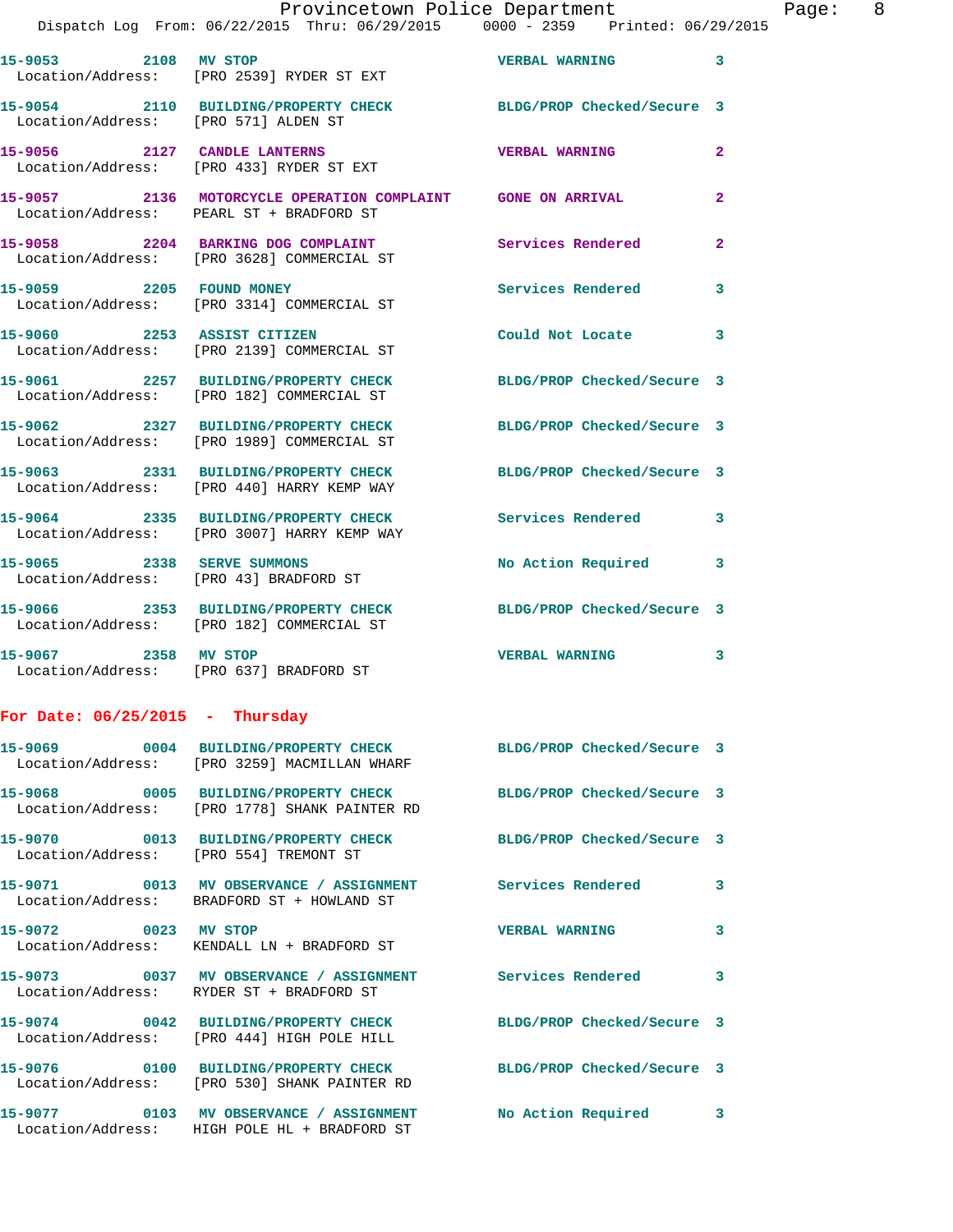15-9053 2108 MV STOP VERBAL WARNING 3
Location/Address: [PRO 2539] RYDER ST EXT

15-9054 2110 BUILDING/PROPERTY CHECK BLDG/PROP Checked/Secure 3
Location/Address: [PRO 571] ALDEN ST

15-9056 2127 CANDLE LANTERNS VERBAL WARNING 2
Location/Address: [PRO 433] RYDER ST EXT

15-9057 2136 MOTORCYCLE OPERATION COMPLAINT GONE ON ARRIVAL 2
Location/Address: PEARL ST + BRADFORD ST

15-9058 2204 BARKING DOG COMPLAINT Services Rendered 2
Location/Address: [PRO 3628] COMMERCIAL ST

15-9059 2205 FOUND MONEY Services Rendered 3
Location/Address: [PRO 3314] COMMERCIAL ST

15-9060 2253 ASSIST CITIZEN Could Not Locate 3
Location/Address: [PRO 2139] COMMERCIAL ST

15-9061 2257 BUILDING/PROPERTY CHECK BLDG/PROP Checked/Secure 3
Location/Address: [PRO 182] COMMERCIAL ST

15-9062 2327 BUILDING/PROPERTY CHECK BLDG/PROP Checked/Secure 3
Location/Address: [PRO 1989] COMMERCIAL ST

15-9063 2331 BUILDING/PROPERTY CHECK BLDG/PROP Checked/Secure 3
Location/Address: [PRO 440] HARRY KEMP WAY

15-9064 2335 BUILDING/PROPERTY CHECK Services Rendered 3
Location/Address: [PRO 3007] HARRY KEMP WAY

15-9065 2338 SERVE SUMMONS No Action Required 3
Location/Address: [PRO 43] BRADFORD ST

15-9066 2353 BUILDING/PROPERTY CHECK BLDG/PROP Checked/Secure 3
Location/Address: [PRO 182] COMMERCIAL ST

15-9067 2358 MV STOP VERBAL WARNING 3
Location/Address: [PRO 637] BRADFORD ST

**For Date: 06/25/2015 - Thursday**

15-9069 0004 BUILDING/PROPERTY CHECK BLDG/PROP Checked/Secure 3
Location/Address: [PRO 3259] MACMILLAN WHARF

15-9068 0005 BUILDING/PROPERTY CHECK BLDG/PROP Checked/Secure 3
Location/Address: [PRO 1778] SHANK PAINTER RD

15-9070 0013 BUILDING/PROPERTY CHECK BLDG/PROP Checked/Secure 3
Location/Address: [PRO 554] TREMONT ST

15-9071 0013 MV OBSERVANCE / ASSIGNMENT Services Rendered 3
Location/Address: BRADFORD ST + HOWLAND ST

15-9072 0023 MV STOP VERBAL WARNING 3
Location/Address: KENDALL LN + BRADFORD ST

15-9073 0037 MV OBSERVANCE / ASSIGNMENT Services Rendered 3
Location/Address: RYDER ST + BRADFORD ST

15-9074 0042 BUILDING/PROPERTY CHECK BLDG/PROP Checked/Secure 3
Location/Address: [PRO 444] HIGH POLE HILL

15-9076 0100 BUILDING/PROPERTY CHECK BLDG/PROP Checked/Secure 3
Location/Address: [PRO 530] SHANK PAINTER RD

15-9077 0103 MV OBSERVANCE / ASSIGNMENT No Action Required 3
Location/Address: HIGH POLE HL + BRADFORD ST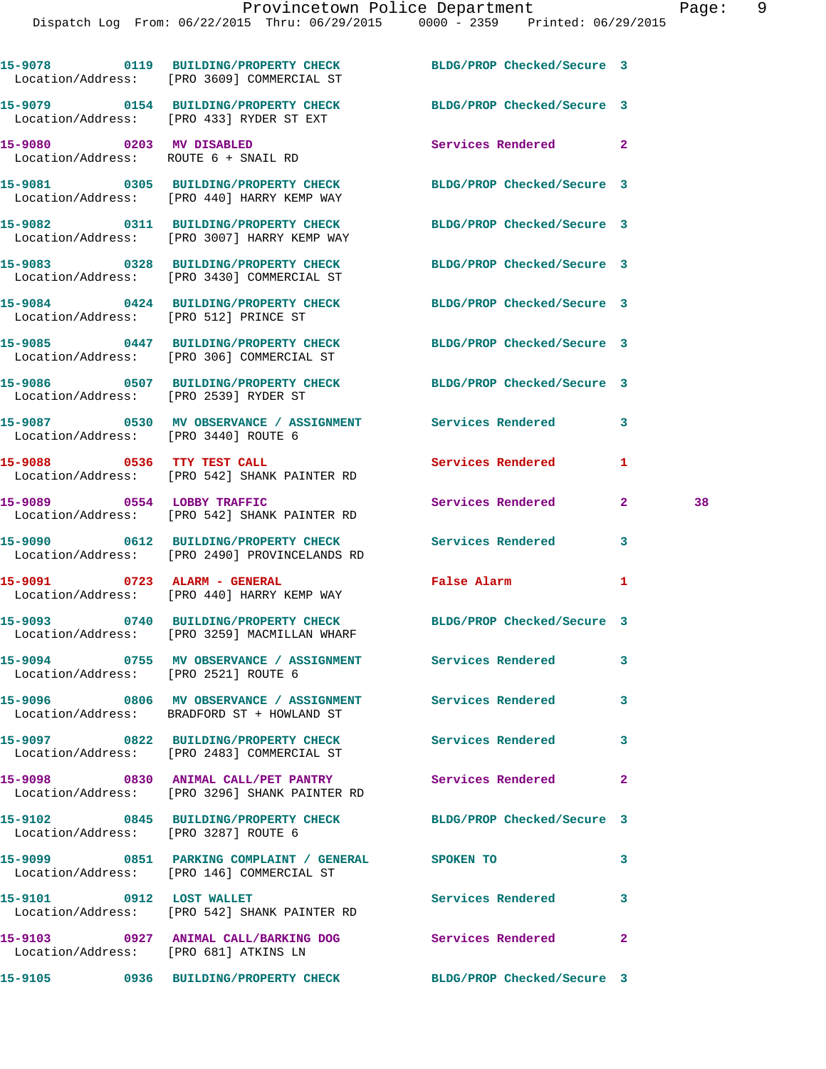15-9078 0119 BUILDING/PROPERTY CHECK BLDG/PROP Checked/Secure 3
Location/Address: [PRO 3609] COMMERCIAL ST

15-9079 0154 BUILDING/PROPERTY CHECK BLDG/PROP Checked/Secure 3
Location/Address: [PRO 433] RYDER ST EXT

15-9080 0203 MV DISABLED Services Rendered 2
Location/Address: ROUTE 6 + SNAIL RD

15-9081 0305 BUILDING/PROPERTY CHECK BLDG/PROP Checked/Secure 3
Location/Address: [PRO 440] HARRY KEMP WAY

15-9082 0311 BUILDING/PROPERTY CHECK BLDG/PROP Checked/Secure 3
Location/Address: [PRO 3007] HARRY KEMP WAY

15-9083 0328 BUILDING/PROPERTY CHECK BLDG/PROP Checked/Secure 3
Location/Address: [PRO 3430] COMMERCIAL ST

15-9084 0424 BUILDING/PROPERTY CHECK BLDG/PROP Checked/Secure 3
Location/Address: [PRO 512] PRINCE ST

15-9085 0447 BUILDING/PROPERTY CHECK BLDG/PROP Checked/Secure 3
Location/Address: [PRO 306] COMMERCIAL ST

15-9086 0507 BUILDING/PROPERTY CHECK BLDG/PROP Checked/Secure 3
Location/Address: [PRO 2539] RYDER ST

15-9087 0530 MV OBSERVANCE / ASSIGNMENT Services Rendered 3
Location/Address: [PRO 3440] ROUTE 6

15-9088 0536 TTY TEST CALL Services Rendered 1
Location/Address: [PRO 542] SHANK PAINTER RD

15-9089 0554 LOBBY TRAFFIC Services Rendered 2 38
Location/Address: [PRO 542] SHANK PAINTER RD

15-9090 0612 BUILDING/PROPERTY CHECK Services Rendered 3
Location/Address: [PRO 2490] PROVINCELANDS RD

15-9091 0723 ALARM - GENERAL False Alarm 1
Location/Address: [PRO 440] HARRY KEMP WAY

15-9093 0740 BUILDING/PROPERTY CHECK BLDG/PROP Checked/Secure 3
Location/Address: [PRO 3259] MACMILLAN WHARF

15-9094 0755 MV OBSERVANCE / ASSIGNMENT Services Rendered 3
Location/Address: [PRO 2521] ROUTE 6

15-9096 0806 MV OBSERVANCE / ASSIGNMENT Services Rendered 3
Location/Address: BRADFORD ST + HOWLAND ST

15-9097 0822 BUILDING/PROPERTY CHECK Services Rendered 3
Location/Address: [PRO 2483] COMMERCIAL ST

15-9098 0830 ANIMAL CALL/PET PANTRY Services Rendered 2
Location/Address: [PRO 3296] SHANK PAINTER RD

15-9102 0845 BUILDING/PROPERTY CHECK BLDG/PROP Checked/Secure 3
Location/Address: [PRO 3287] ROUTE 6

15-9099 0851 PARKING COMPLAINT / GENERAL SPOKEN TO 3
Location/Address: [PRO 146] COMMERCIAL ST

15-9101 0912 LOST WALLET Services Rendered 3
Location/Address: [PRO 542] SHANK PAINTER RD

15-9103 0927 ANIMAL CALL/BARKING DOG Services Rendered 2
Location/Address: [PRO 681] ATKINS LN

15-9105 0936 BUILDING/PROPERTY CHECK BLDG/PROP Checked/Secure 3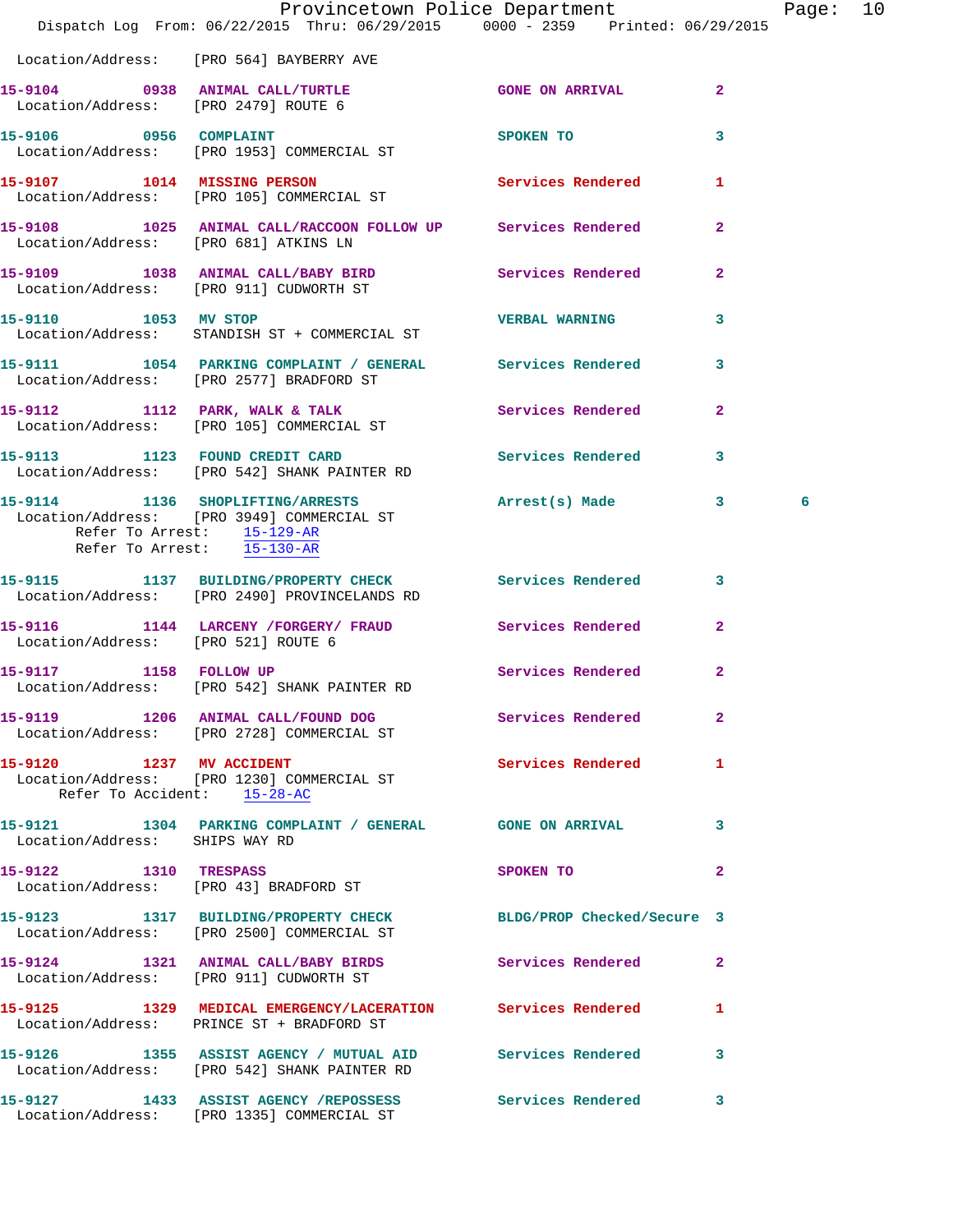Location/Address: [PRO 564] BAYBERRY AVE

15-9104 0938 ANIMAL CALL/TURTLE GONE ON ARRIVAL 2
Location/Address: [PRO 2479] ROUTE 6

15-9106 0956 COMPLAINT SPOKEN TO 3
Location/Address: [PRO 1953] COMMERCIAL ST

15-9107 1014 MISSING PERSON Services Rendered 1
Location/Address: [PRO 105] COMMERCIAL ST

15-9108 1025 ANIMAL CALL/RACCOON FOLLOW UP Services Rendered 2
Location/Address: [PRO 681] ATKINS LN

15-9109 1038 ANIMAL CALL/BABY BIRD Services Rendered 2
Location/Address: [PRO 911] CUDWORTH ST

15-9110 1053 MV STOP VERBAL WARNING 3
Location/Address: STANDISH ST + COMMERCIAL ST

15-9111 1054 PARKING COMPLAINT / GENERAL Services Rendered 3
Location/Address: [PRO 2577] BRADFORD ST

15-9112 1112 PARK, WALK & TALK Services Rendered 2
Location/Address: [PRO 105] COMMERCIAL ST

15-9113 1123 FOUND CREDIT CARD Services Rendered 3
Location/Address: [PRO 542] SHANK PAINTER RD

15-9114 1136 SHOPLIFTING/ARRESTS Arrest(s) Made 3 6
Location/Address: [PRO 3949] COMMERCIAL ST
Refer To Arrest: 15-129-AR
Refer To Arrest: 15-130-AR

15-9115 1137 BUILDING/PROPERTY CHECK Services Rendered 3
Location/Address: [PRO 2490] PROVINCELANDS RD

15-9116 1144 LARCENY /FORGERY/ FRAUD Services Rendered 2
Location/Address: [PRO 521] ROUTE 6

15-9117 1158 FOLLOW UP Services Rendered 2
Location/Address: [PRO 542] SHANK PAINTER RD

15-9119 1206 ANIMAL CALL/FOUND DOG Services Rendered 2
Location/Address: [PRO 2728] COMMERCIAL ST

15-9120 1237 MV ACCIDENT Services Rendered 1
Location/Address: [PRO 1230] COMMERCIAL ST
Refer To Accident: 15-28-AC

15-9121 1304 PARKING COMPLAINT / GENERAL GONE ON ARRIVAL 3
Location/Address: SHIPS WAY RD

15-9122 1310 TRESPASS SPOKEN TO 2
Location/Address: [PRO 43] BRADFORD ST

15-9123 1317 BUILDING/PROPERTY CHECK BLDG/PROP Checked/Secure 3
Location/Address: [PRO 2500] COMMERCIAL ST

15-9124 1321 ANIMAL CALL/BABY BIRDS Services Rendered 2
Location/Address: [PRO 911] CUDWORTH ST

15-9125 1329 MEDICAL EMERGENCY/LACERATION Services Rendered 1
Location/Address: PRINCE ST + BRADFORD ST

15-9126 1355 ASSIST AGENCY / MUTUAL AID Services Rendered 3
Location/Address: [PRO 542] SHANK PAINTER RD

15-9127 1433 ASSIST AGENCY /REPOSSESS Services Rendered 3
Location/Address: [PRO 1335] COMMERCIAL ST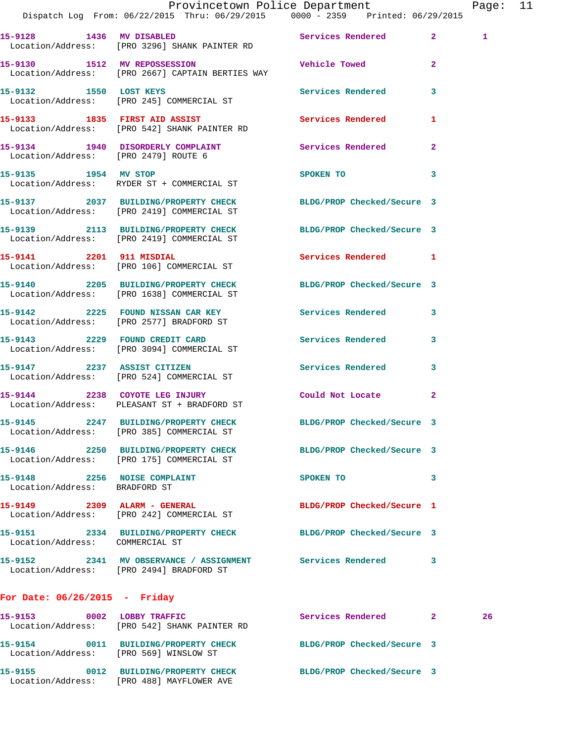15-9128 1436 MV DISABLED Services Rendered 2 1
Location/Address: [PRO 3296] SHANK PAINTER RD

15-9130 1512 MV REPOSSESSION Vehicle Towed 2
Location/Address: [PRO 2667] CAPTAIN BERTIES WAY

15-9132 1550 LOST KEYS Services Rendered 3
Location/Address: [PRO 245] COMMERCIAL ST

15-9133 1835 FIRST AID ASSIST Services Rendered 1
Location/Address: [PRO 542] SHANK PAINTER RD

15-9134 1940 DISORDERLY COMPLAINT Services Rendered 2
Location/Address: [PRO 2479] ROUTE 6

15-9135 1954 MV STOP SPOKEN TO 3
Location/Address: RYDER ST + COMMERCIAL ST

15-9137 2037 BUILDING/PROPERTY CHECK BLDG/PROP Checked/Secure 3
Location/Address: [PRO 2419] COMMERCIAL ST

15-9139 2113 BUILDING/PROPERTY CHECK BLDG/PROP Checked/Secure 3
Location/Address: [PRO 2419] COMMERCIAL ST

15-9141 2201 911 MISDIAL Services Rendered 1
Location/Address: [PRO 106] COMMERCIAL ST

15-9140 2205 BUILDING/PROPERTY CHECK BLDG/PROP Checked/Secure 3
Location/Address: [PRO 1638] COMMERCIAL ST

15-9142 2225 FOUND NISSAN CAR KEY Services Rendered 3
Location/Address: [PRO 2577] BRADFORD ST

15-9143 2229 FOUND CREDIT CARD Services Rendered 3
Location/Address: [PRO 3094] COMMERCIAL ST

15-9147 2237 ASSIST CITIZEN Services Rendered 3
Location/Address: [PRO 524] COMMERCIAL ST

15-9144 2238 COYOTE LEG INJURY Could Not Locate 2
Location/Address: PLEASANT ST + BRADFORD ST

15-9145 2247 BUILDING/PROPERTY CHECK BLDG/PROP Checked/Secure 3
Location/Address: [PRO 385] COMMERCIAL ST

15-9146 2250 BUILDING/PROPERTY CHECK BLDG/PROP Checked/Secure 3
Location/Address: [PRO 175] COMMERCIAL ST

15-9148 2256 NOISE COMPLAINT SPOKEN TO 3
Location/Address: BRADFORD ST

15-9149 2309 ALARM - GENERAL BLDG/PROP Checked/Secure 1
Location/Address: [PRO 242] COMMERCIAL ST

15-9151 2334 BUILDING/PROPERTY CHECK BLDG/PROP Checked/Secure 3
Location/Address: COMMERCIAL ST

15-9152 2341 MV OBSERVANCE / ASSIGNMENT Services Rendered 3
Location/Address: [PRO 2494] BRADFORD ST

## For Date: 06/26/2015 - Friday

15-9153 0002 LOBBY TRAFFIC Services Rendered 2 26
Location/Address: [PRO 542] SHANK PAINTER RD

15-9154 0011 BUILDING/PROPERTY CHECK BLDG/PROP Checked/Secure 3
Location/Address: [PRO 569] WINSLOW ST

15-9155 0012 BUILDING/PROPERTY CHECK BLDG/PROP Checked/Secure 3
Location/Address: [PRO 488] MAYFLOWER AVE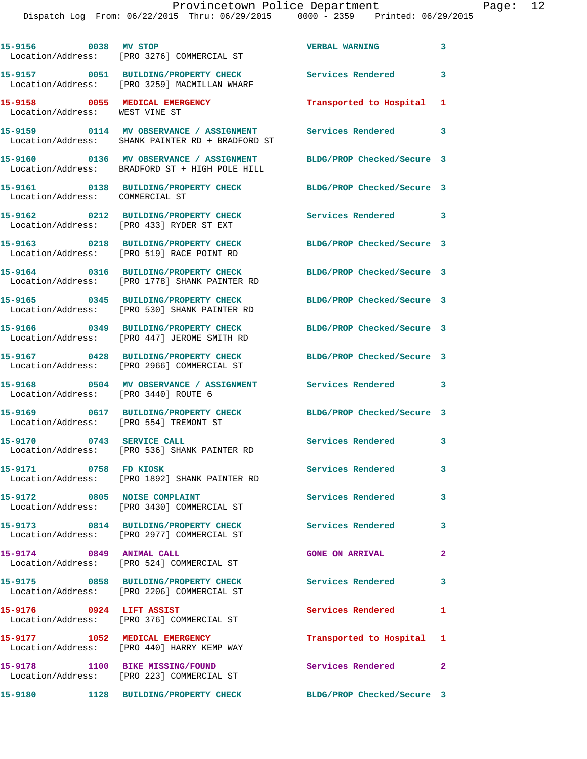15-9156 0038 MV STOP VERBAL WARNING 3
Location/Address: [PRO 3276] COMMERCIAL ST

15-9157 0051 BUILDING/PROPERTY CHECK Services Rendered 3
Location/Address: [PRO 3259] MACMILLAN WHARF

15-9158 0055 MEDICAL EMERGENCY Transported to Hospital 1
Location/Address: WEST VINE ST

15-9159 0114 MV OBSERVANCE / ASSIGNMENT Services Rendered 3
Location/Address: SHANK PAINTER RD + BRADFORD ST

15-9160 0136 MV OBSERVANCE / ASSIGNMENT BLDG/PROP Checked/Secure 3
Location/Address: BRADFORD ST + HIGH POLE HILL

15-9161 0138 BUILDING/PROPERTY CHECK BLDG/PROP Checked/Secure 3
Location/Address: COMMERCIAL ST

15-9162 0212 BUILDING/PROPERTY CHECK Services Rendered 3
Location/Address: [PRO 433] RYDER ST EXT

15-9163 0218 BUILDING/PROPERTY CHECK BLDG/PROP Checked/Secure 3
Location/Address: [PRO 519] RACE POINT RD

15-9164 0316 BUILDING/PROPERTY CHECK BLDG/PROP Checked/Secure 3
Location/Address: [PRO 1778] SHANK PAINTER RD

15-9165 0345 BUILDING/PROPERTY CHECK BLDG/PROP Checked/Secure 3
Location/Address: [PRO 530] SHANK PAINTER RD

15-9166 0349 BUILDING/PROPERTY CHECK BLDG/PROP Checked/Secure 3
Location/Address: [PRO 447] JEROME SMITH RD

15-9167 0428 BUILDING/PROPERTY CHECK BLDG/PROP Checked/Secure 3
Location/Address: [PRO 2966] COMMERCIAL ST

15-9168 0504 MV OBSERVANCE / ASSIGNMENT Services Rendered 3
Location/Address: [PRO 3440] ROUTE 6

15-9169 0617 BUILDING/PROPERTY CHECK BLDG/PROP Checked/Secure 3
Location/Address: [PRO 554] TREMONT ST

15-9170 0743 SERVICE CALL Services Rendered 3
Location/Address: [PRO 536] SHANK PAINTER RD

15-9171 0758 FD KIOSK Services Rendered 3
Location/Address: [PRO 1892] SHANK PAINTER RD

15-9172 0805 NOISE COMPLAINT Services Rendered 3
Location/Address: [PRO 3430] COMMERCIAL ST

15-9173 0814 BUILDING/PROPERTY CHECK Services Rendered 3
Location/Address: [PRO 2977] COMMERCIAL ST

15-9174 0849 ANIMAL CALL GONE ON ARRIVAL 2
Location/Address: [PRO 524] COMMERCIAL ST

15-9175 0858 BUILDING/PROPERTY CHECK Services Rendered 3
Location/Address: [PRO 2206] COMMERCIAL ST

15-9176 0924 LIFT ASSIST Services Rendered 1
Location/Address: [PRO 376] COMMERCIAL ST

15-9177 1052 MEDICAL EMERGENCY Transported to Hospital 1
Location/Address: [PRO 440] HARRY KEMP WAY

15-9178 1100 BIKE MISSING/FOUND Services Rendered 2
Location/Address: [PRO 223] COMMERCIAL ST

15-9180 1128 BUILDING/PROPERTY CHECK BLDG/PROP Checked/Secure 3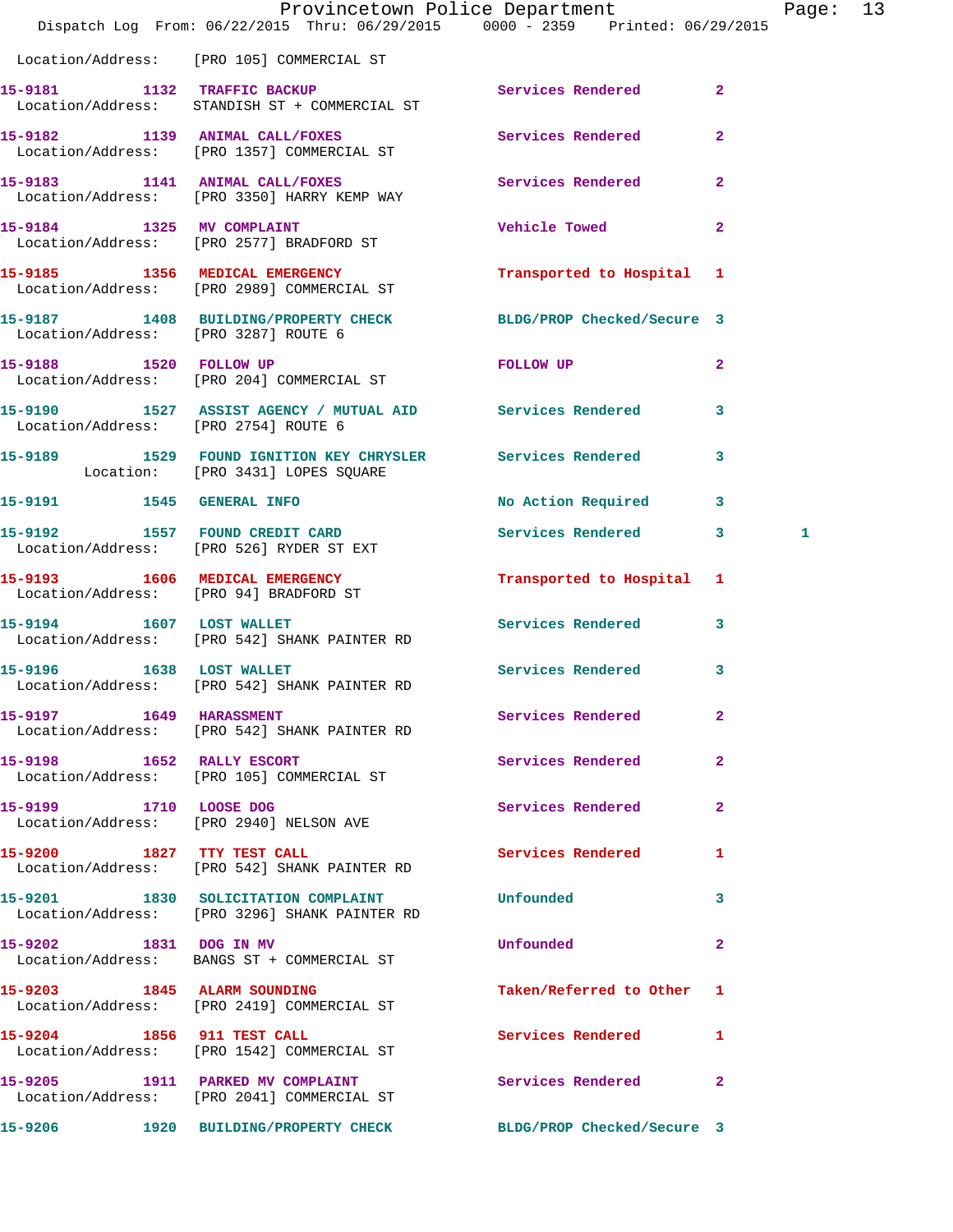Location/Address: [PRO 105] COMMERCIAL ST

**15-9181** 1132 TRAFFIC BACKUP — Services Rendered — 2
Location/Address: STANDISH ST + COMMERCIAL ST

**15-9182** 1139 ANIMAL CALL/FOXES — Services Rendered — 2
Location/Address: [PRO 1357] COMMERCIAL ST

**15-9183** 1141 ANIMAL CALL/FOXES — Services Rendered — 2
Location/Address: [PRO 3350] HARRY KEMP WAY

**15-9184** 1325 MV COMPLAINT — Vehicle Towed — 2
Location/Address: [PRO 2577] BRADFORD ST

**15-9185** 1356 MEDICAL EMERGENCY — Transported to Hospital — 1
Location/Address: [PRO 2989] COMMERCIAL ST

**15-9187** 1408 BUILDING/PROPERTY CHECK — BLDG/PROP Checked/Secure — 3
Location/Address: [PRO 3287] ROUTE 6

**15-9188** 1520 FOLLOW UP — FOLLOW UP — 2
Location/Address: [PRO 204] COMMERCIAL ST

**15-9190** 1527 ASSIST AGENCY / MUTUAL AID — Services Rendered — 3
Location/Address: [PRO 2754] ROUTE 6

**15-9189** 1529 FOUND IGNITION KEY CHRYSLER — Services Rendered — 3
Location: [PRO 3431] LOPES SQUARE

**15-9191** 1545 GENERAL INFO — No Action Required — 3

**15-9192** 1557 FOUND CREDIT CARD — Services Rendered — 3 — 1
Location/Address: [PRO 526] RYDER ST EXT

**15-9193** 1606 MEDICAL EMERGENCY — Transported to Hospital — 1
Location/Address: [PRO 94] BRADFORD ST

**15-9194** 1607 LOST WALLET — Services Rendered — 3
Location/Address: [PRO 542] SHANK PAINTER RD

**15-9196** 1638 LOST WALLET — Services Rendered — 3
Location/Address: [PRO 542] SHANK PAINTER RD

**15-9197** 1649 HARASSMENT — Services Rendered — 2
Location/Address: [PRO 542] SHANK PAINTER RD

**15-9198** 1652 RALLY ESCORT — Services Rendered — 2
Location/Address: [PRO 105] COMMERCIAL ST

**15-9199** 1710 LOOSE DOG — Services Rendered — 2
Location/Address: [PRO 2940] NELSON AVE

**15-9200** 1827 TTY TEST CALL — Services Rendered — 1
Location/Address: [PRO 542] SHANK PAINTER RD

**15-9201** 1830 SOLICITATION COMPLAINT — Unfounded — 3
Location/Address: [PRO 3296] SHANK PAINTER RD

**15-9202** 1831 DOG IN MV — Unfounded — 2
Location/Address: BANGS ST + COMMERCIAL ST

**15-9203** 1845 ALARM SOUNDING — Taken/Referred to Other — 1
Location/Address: [PRO 2419] COMMERCIAL ST

**15-9204** 1856 911 TEST CALL — Services Rendered — 1
Location/Address: [PRO 1542] COMMERCIAL ST

**15-9205** 1911 PARKED MV COMPLAINT — Services Rendered — 2
Location/Address: [PRO 2041] COMMERCIAL ST

**15-9206** 1920 BUILDING/PROPERTY CHECK — BLDG/PROP Checked/Secure — 3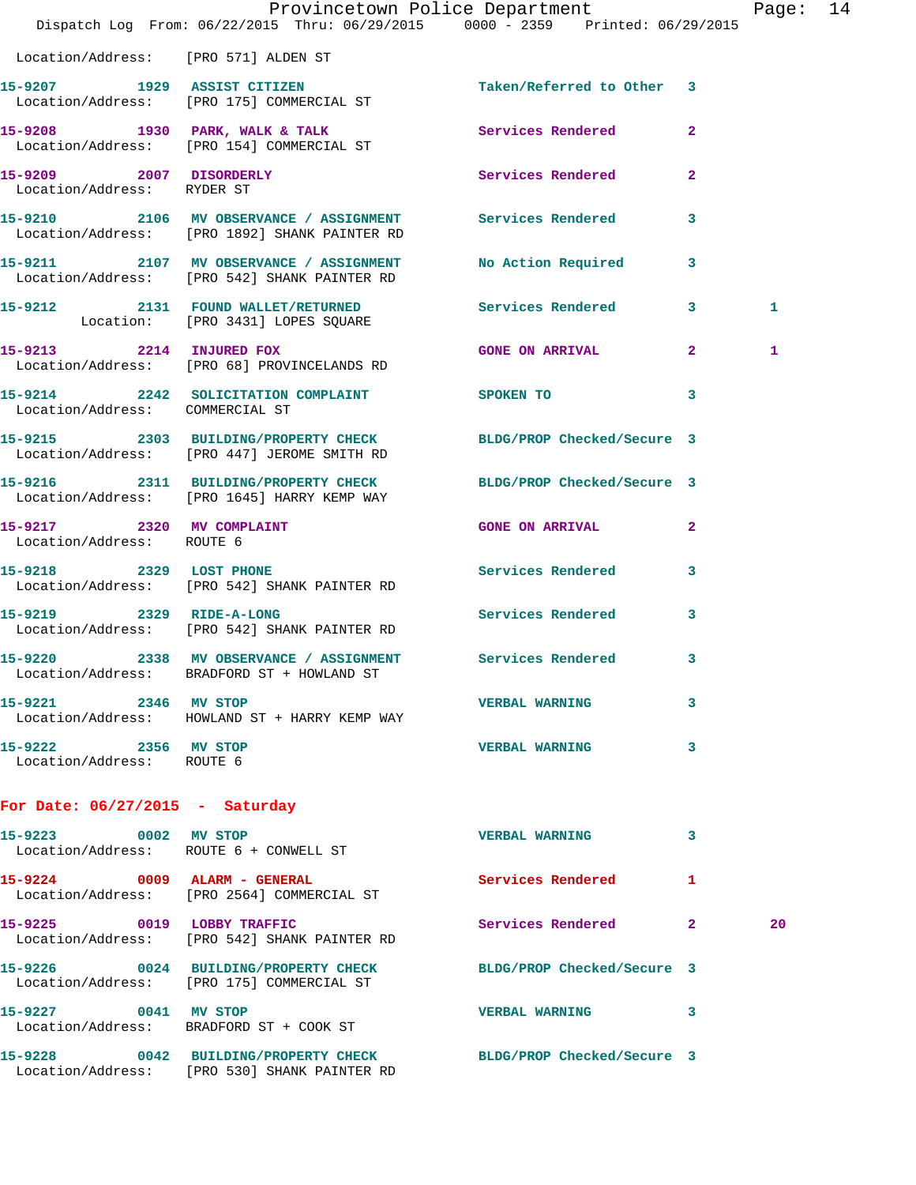Location/Address: [PRO 571] ALDEN ST

| Call # | Time | Type | Disposition | Priority | |
|---|---|---|---|---|---|
| 15-9207 | 1929 | ASSIST CITIZEN | Taken/Referred to Other | 3 | |
| Location/Address: [PRO 175] COMMERCIAL ST | | | | | |
| 15-9208 | 1930 | PARK, WALK & TALK | Services Rendered | 2 | |
| Location/Address: [PRO 154] COMMERCIAL ST | | | | | |
| 15-9209 | 2007 | DISORDERLY | Services Rendered | 2 | |
| Location/Address: RYDER ST | | | | | |
| 15-9210 | 2106 | MV OBSERVANCE / ASSIGNMENT | Services Rendered | 3 | |
| Location/Address: [PRO 1892] SHANK PAINTER RD | | | | | |
| 15-9211 | 2107 | MV OBSERVANCE / ASSIGNMENT | No Action Required | 3 | |
| Location/Address: [PRO 542] SHANK PAINTER RD | | | | | |
| 15-9212 | 2131 | FOUND WALLET/RETURNED | Services Rendered | 3 | 1 |
| Location: [PRO 3431] LOPES SQUARE | | | | | |
| 15-9213 | 2214 | INJURED FOX | GONE ON ARRIVAL | 2 | 1 |
| Location/Address: [PRO 68] PROVINCELANDS RD | | | | | |
| 15-9214 | 2242 | SOLICITATION COMPLAINT | SPOKEN TO | 3 | |
| Location/Address: COMMERCIAL ST | | | | | |
| 15-9215 | 2303 | BUILDING/PROPERTY CHECK | BLDG/PROP Checked/Secure | 3 | |
| Location/Address: [PRO 447] JEROME SMITH RD | | | | | |
| 15-9216 | 2311 | BUILDING/PROPERTY CHECK | BLDG/PROP Checked/Secure | 3 | |
| Location/Address: [PRO 1645] HARRY KEMP WAY | | | | | |
| 15-9217 | 2320 | MV COMPLAINT | GONE ON ARRIVAL | 2 | |
| Location/Address: ROUTE 6 | | | | | |
| 15-9218 | 2329 | LOST PHONE | Services Rendered | 3 | |
| Location/Address: [PRO 542] SHANK PAINTER RD | | | | | |
| 15-9219 | 2329 | RIDE-A-LONG | Services Rendered | 3 | |
| Location/Address: [PRO 542] SHANK PAINTER RD | | | | | |
| 15-9220 | 2338 | MV OBSERVANCE / ASSIGNMENT | Services Rendered | 3 | |
| Location/Address: BRADFORD ST + HOWLAND ST | | | | | |
| 15-9221 | 2346 | MV STOP | VERBAL WARNING | 3 | |
| Location/Address: HOWLAND ST + HARRY KEMP WAY | | | | | |
| 15-9222 | 2356 | MV STOP | VERBAL WARNING | 3 | |
| Location/Address: ROUTE 6 | | | | | |

## For Date: 06/27/2015 - Saturday

| Call # | Time | Type | Disposition | Priority | |
|---|---|---|---|---|---|
| 15-9223 | 0002 | MV STOP | VERBAL WARNING | 3 | |
| Location/Address: ROUTE 6 + CONWELL ST | | | | | |
| 15-9224 | 0009 | ALARM - GENERAL | Services Rendered | 1 | |
| Location/Address: [PRO 2564] COMMERCIAL ST | | | | | |
| 15-9225 | 0019 | LOBBY TRAFFIC | Services Rendered | 2 | 20 |
| Location/Address: [PRO 542] SHANK PAINTER RD | | | | | |
| 15-9226 | 0024 | BUILDING/PROPERTY CHECK | BLDG/PROP Checked/Secure | 3 | |
| Location/Address: [PRO 175] COMMERCIAL ST | | | | | |
| 15-9227 | 0041 | MV STOP | VERBAL WARNING | 3 | |
| Location/Address: BRADFORD ST + COOK ST | | | | | |
| 15-9228 | 0042 | BUILDING/PROPERTY CHECK | BLDG/PROP Checked/Secure | 3 | |
| Location/Address: [PRO 530] SHANK PAINTER RD | | | | | |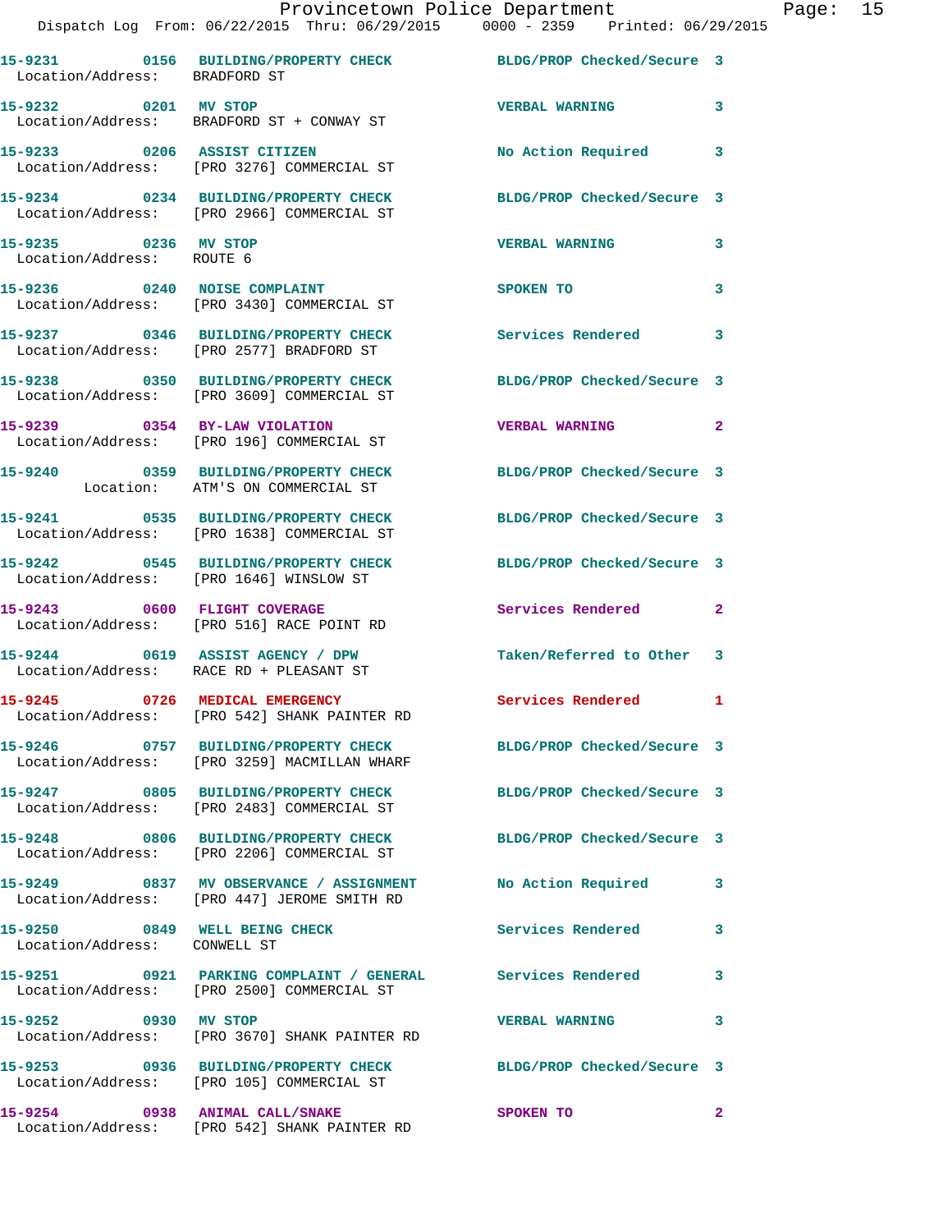15-9231 0156 BUILDING/PROPERTY CHECK BLDG/PROP Checked/Secure 3
Location/Address: BRADFORD ST

15-9232 0201 MV STOP VERBAL WARNING 3
Location/Address: BRADFORD ST + CONWAY ST

15-9233 0206 ASSIST CITIZEN No Action Required 3
Location/Address: [PRO 3276] COMMERCIAL ST

15-9234 0234 BUILDING/PROPERTY CHECK BLDG/PROP Checked/Secure 3
Location/Address: [PRO 2966] COMMERCIAL ST

15-9235 0236 MV STOP VERBAL WARNING 3
Location/Address: ROUTE 6

15-9236 0240 NOISE COMPLAINT SPOKEN TO 3
Location/Address: [PRO 3430] COMMERCIAL ST

15-9237 0346 BUILDING/PROPERTY CHECK Services Rendered 3
Location/Address: [PRO 2577] BRADFORD ST

15-9238 0350 BUILDING/PROPERTY CHECK BLDG/PROP Checked/Secure 3
Location/Address: [PRO 3609] COMMERCIAL ST

15-9239 0354 BY-LAW VIOLATION VERBAL WARNING 2
Location/Address: [PRO 196] COMMERCIAL ST

15-9240 0359 BUILDING/PROPERTY CHECK BLDG/PROP Checked/Secure 3
Location: ATM'S ON COMMERCIAL ST

15-9241 0535 BUILDING/PROPERTY CHECK BLDG/PROP Checked/Secure 3
Location/Address: [PRO 1638] COMMERCIAL ST

15-9242 0545 BUILDING/PROPERTY CHECK BLDG/PROP Checked/Secure 3
Location/Address: [PRO 1646] WINSLOW ST

15-9243 0600 FLIGHT COVERAGE Services Rendered 2
Location/Address: [PRO 516] RACE POINT RD

15-9244 0619 ASSIST AGENCY / DPW Taken/Referred to Other 3
Location/Address: RACE RD + PLEASANT ST

15-9245 0726 MEDICAL EMERGENCY Services Rendered 1
Location/Address: [PRO 542] SHANK PAINTER RD

15-9246 0757 BUILDING/PROPERTY CHECK BLDG/PROP Checked/Secure 3
Location/Address: [PRO 3259] MACMILLAN WHARF

15-9247 0805 BUILDING/PROPERTY CHECK BLDG/PROP Checked/Secure 3
Location/Address: [PRO 2483] COMMERCIAL ST

15-9248 0806 BUILDING/PROPERTY CHECK BLDG/PROP Checked/Secure 3
Location/Address: [PRO 2206] COMMERCIAL ST

15-9249 0837 MV OBSERVANCE / ASSIGNMENT No Action Required 3
Location/Address: [PRO 447] JEROME SMITH RD

15-9250 0849 WELL BEING CHECK Services Rendered 3
Location/Address: CONWELL ST

15-9251 0921 PARKING COMPLAINT / GENERAL Services Rendered 3
Location/Address: [PRO 2500] COMMERCIAL ST

15-9252 0930 MV STOP VERBAL WARNING 3
Location/Address: [PRO 3670] SHANK PAINTER RD

15-9253 0936 BUILDING/PROPERTY CHECK BLDG/PROP Checked/Secure 3
Location/Address: [PRO 105] COMMERCIAL ST

15-9254 0938 ANIMAL CALL/SNAKE SPOKEN TO 2
Location/Address: [PRO 542] SHANK PAINTER RD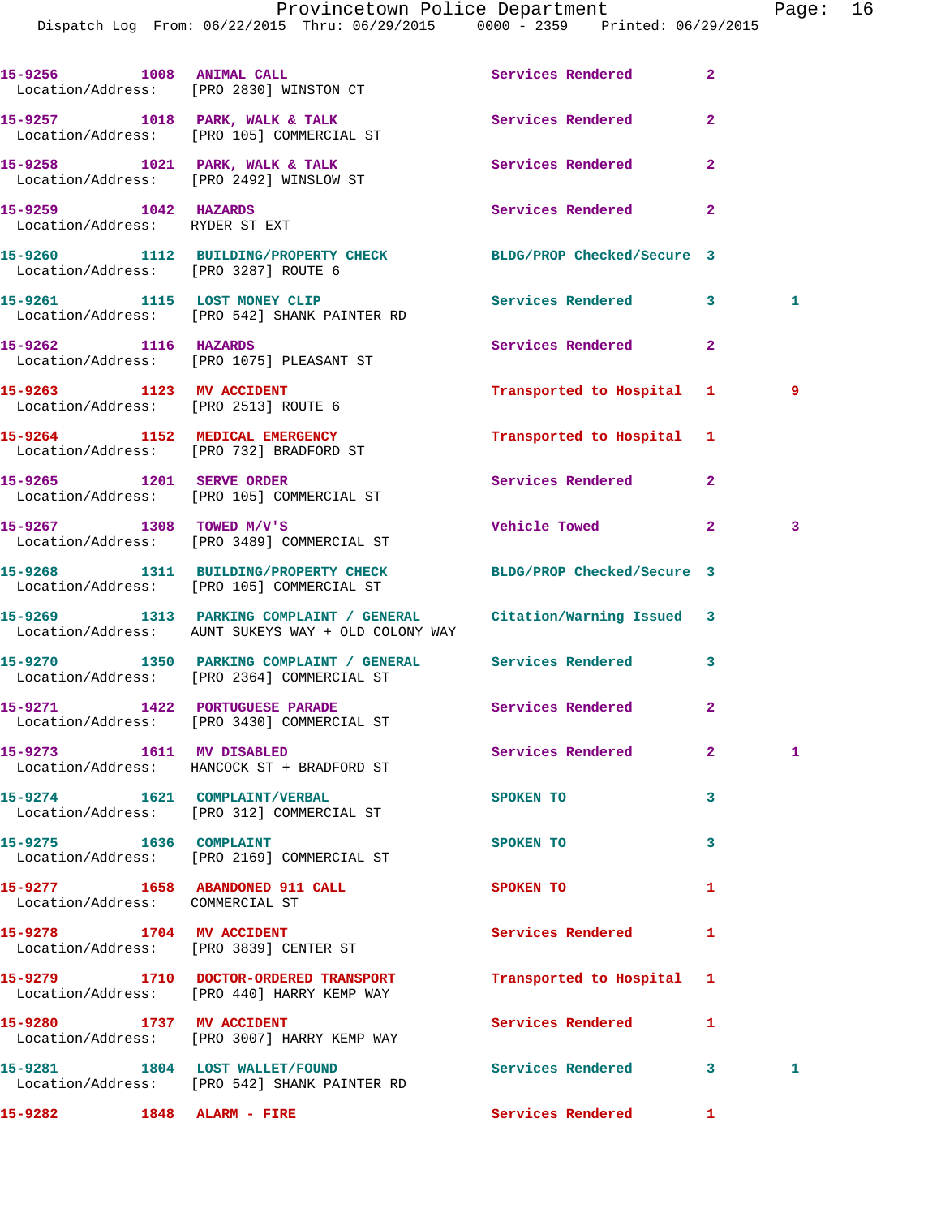| Call # | Time | Call Type | Disposition | Priority | |
|---|---|---|---|---|---|
| 15-9256 | 1008 | ANIMAL CALL | Services Rendered | 2 | |
| Location/Address: [PRO 2830] WINSTON CT | | | | | |
| 15-9257 | 1018 | PARK, WALK & TALK | Services Rendered | 2 | |
| Location/Address: [PRO 105] COMMERCIAL ST | | | | | |
| 15-9258 | 1021 | PARK, WALK & TALK | Services Rendered | 2 | |
| Location/Address: [PRO 2492] WINSLOW ST | | | | | |
| 15-9259 | 1042 | HAZARDS | Services Rendered | 2 | |
| Location/Address: RYDER ST EXT | | | | | |
| 15-9260 | 1112 | BUILDING/PROPERTY CHECK | BLDG/PROP Checked/Secure | 3 | |
| Location/Address: [PRO 3287] ROUTE 6 | | | | | |
| 15-9261 | 1115 | LOST MONEY CLIP | Services Rendered | 3 | 1 |
| Location/Address: [PRO 542] SHANK PAINTER RD | | | | | |
| 15-9262 | 1116 | HAZARDS | Services Rendered | 2 | |
| Location/Address: [PRO 1075] PLEASANT ST | | | | | |
| 15-9263 | 1123 | MV ACCIDENT | Transported to Hospital | 1 | 9 |
| Location/Address: [PRO 2513] ROUTE 6 | | | | | |
| 15-9264 | 1152 | MEDICAL EMERGENCY | Transported to Hospital | 1 | |
| Location/Address: [PRO 732] BRADFORD ST | | | | | |
| 15-9265 | 1201 | SERVE ORDER | Services Rendered | 2 | |
| Location/Address: [PRO 105] COMMERCIAL ST | | | | | |
| 15-9267 | 1308 | TOWED M/V'S | Vehicle Towed | 2 | 3 |
| Location/Address: [PRO 3489] COMMERCIAL ST | | | | | |
| 15-9268 | 1311 | BUILDING/PROPERTY CHECK | BLDG/PROP Checked/Secure | 3 | |
| Location/Address: [PRO 105] COMMERCIAL ST | | | | | |
| 15-9269 | 1313 | PARKING COMPLAINT / GENERAL | Citation/Warning Issued | 3 | |
| Location/Address: AUNT SUKEYS WAY + OLD COLONY WAY | | | | | |
| 15-9270 | 1350 | PARKING COMPLAINT / GENERAL | Services Rendered | 3 | |
| Location/Address: [PRO 2364] COMMERCIAL ST | | | | | |
| 15-9271 | 1422 | PORTUGUESE PARADE | Services Rendered | 2 | |
| Location/Address: [PRO 3430] COMMERCIAL ST | | | | | |
| 15-9273 | 1611 | MV DISABLED | Services Rendered | 2 | 1 |
| Location/Address: HANCOCK ST + BRADFORD ST | | | | | |
| 15-9274 | 1621 | COMPLAINT/VERBAL | SPOKEN TO | 3 | |
| Location/Address: [PRO 312] COMMERCIAL ST | | | | | |
| 15-9275 | 1636 | COMPLAINT | SPOKEN TO | 3 | |
| Location/Address: [PRO 2169] COMMERCIAL ST | | | | | |
| 15-9277 | 1658 | ABANDONED 911 CALL | SPOKEN TO | 1 | |
| Location/Address: COMMERCIAL ST | | | | | |
| 15-9278 | 1704 | MV ACCIDENT | Services Rendered | 1 | |
| Location/Address: [PRO 3839] CENTER ST | | | | | |
| 15-9279 | 1710 | DOCTOR-ORDERED TRANSPORT | Transported to Hospital | 1 | |
| Location/Address: [PRO 440] HARRY KEMP WAY | | | | | |
| 15-9280 | 1737 | MV ACCIDENT | Services Rendered | 1 | |
| Location/Address: [PRO 3007] HARRY KEMP WAY | | | | | |
| 15-9281 | 1804 | LOST WALLET/FOUND | Services Rendered | 3 | 1 |
| Location/Address: [PRO 542] SHANK PAINTER RD | | | | | |
| 15-9282 | 1848 | ALARM - FIRE | Services Rendered | 1 | |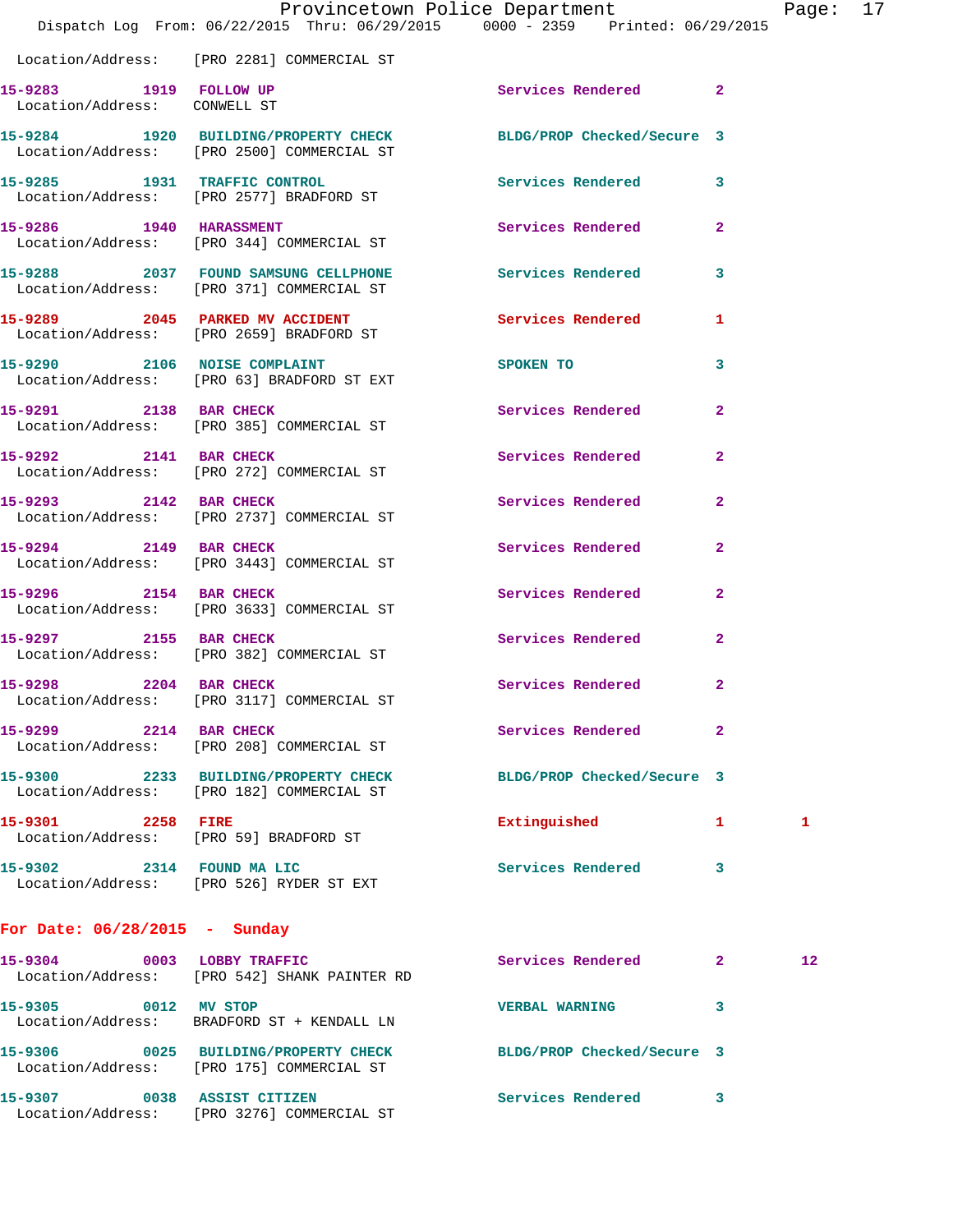Location/Address: [PRO 2281] COMMERCIAL ST

**15-9283** 1919 **FOLLOW UP** Services Rendered 2
Location/Address: CONWELL ST

**15-9284** 1920 **BUILDING/PROPERTY CHECK** BLDG/PROP Checked/Secure 3
Location/Address: [PRO 2500] COMMERCIAL ST

**15-9285** 1931 **TRAFFIC CONTROL** Services Rendered 3
Location/Address: [PRO 2577] BRADFORD ST

**15-9286** 1940 **HARASSMENT** Services Rendered 2
Location/Address: [PRO 344] COMMERCIAL ST

**15-9288** 2037 **FOUND SAMSUNG CELLPHONE** Services Rendered 3
Location/Address: [PRO 371] COMMERCIAL ST

**15-9289** 2045 **PARKED MV ACCIDENT** Services Rendered 1
Location/Address: [PRO 2659] BRADFORD ST

**15-9290** 2106 **NOISE COMPLAINT** SPOKEN TO 3
Location/Address: [PRO 63] BRADFORD ST EXT

**15-9291** 2138 **BAR CHECK** Services Rendered 2
Location/Address: [PRO 385] COMMERCIAL ST

**15-9292** 2141 **BAR CHECK** Services Rendered 2
Location/Address: [PRO 272] COMMERCIAL ST

**15-9293** 2142 **BAR CHECK** Services Rendered 2
Location/Address: [PRO 2737] COMMERCIAL ST

**15-9294** 2149 **BAR CHECK** Services Rendered 2
Location/Address: [PRO 3443] COMMERCIAL ST

**15-9296** 2154 **BAR CHECK** Services Rendered 2
Location/Address: [PRO 3633] COMMERCIAL ST

**15-9297** 2155 **BAR CHECK** Services Rendered 2
Location/Address: [PRO 382] COMMERCIAL ST

**15-9298** 2204 **BAR CHECK** Services Rendered 2
Location/Address: [PRO 3117] COMMERCIAL ST

**15-9299** 2214 **BAR CHECK** Services Rendered 2
Location/Address: [PRO 208] COMMERCIAL ST

**15-9300** 2233 **BUILDING/PROPERTY CHECK** BLDG/PROP Checked/Secure 3
Location/Address: [PRO 182] COMMERCIAL ST

**15-9301** 2258 **FIRE** Extinguished 1 1
Location/Address: [PRO 59] BRADFORD ST

**15-9302** 2314 **FOUND MA LIC** Services Rendered 3
Location/Address: [PRO 526] RYDER ST EXT

## For Date: 06/28/2015 - Sunday

**15-9304** 0003 **LOBBY TRAFFIC** Services Rendered 2 12
Location/Address: [PRO 542] SHANK PAINTER RD

**15-9305** 0012 **MV STOP** VERBAL WARNING 3
Location/Address: BRADFORD ST + KENDALL LN

**15-9306** 0025 **BUILDING/PROPERTY CHECK** BLDG/PROP Checked/Secure 3
Location/Address: [PRO 175] COMMERCIAL ST

**15-9307** 0038 **ASSIST CITIZEN** Services Rendered 3
Location/Address: [PRO 3276] COMMERCIAL ST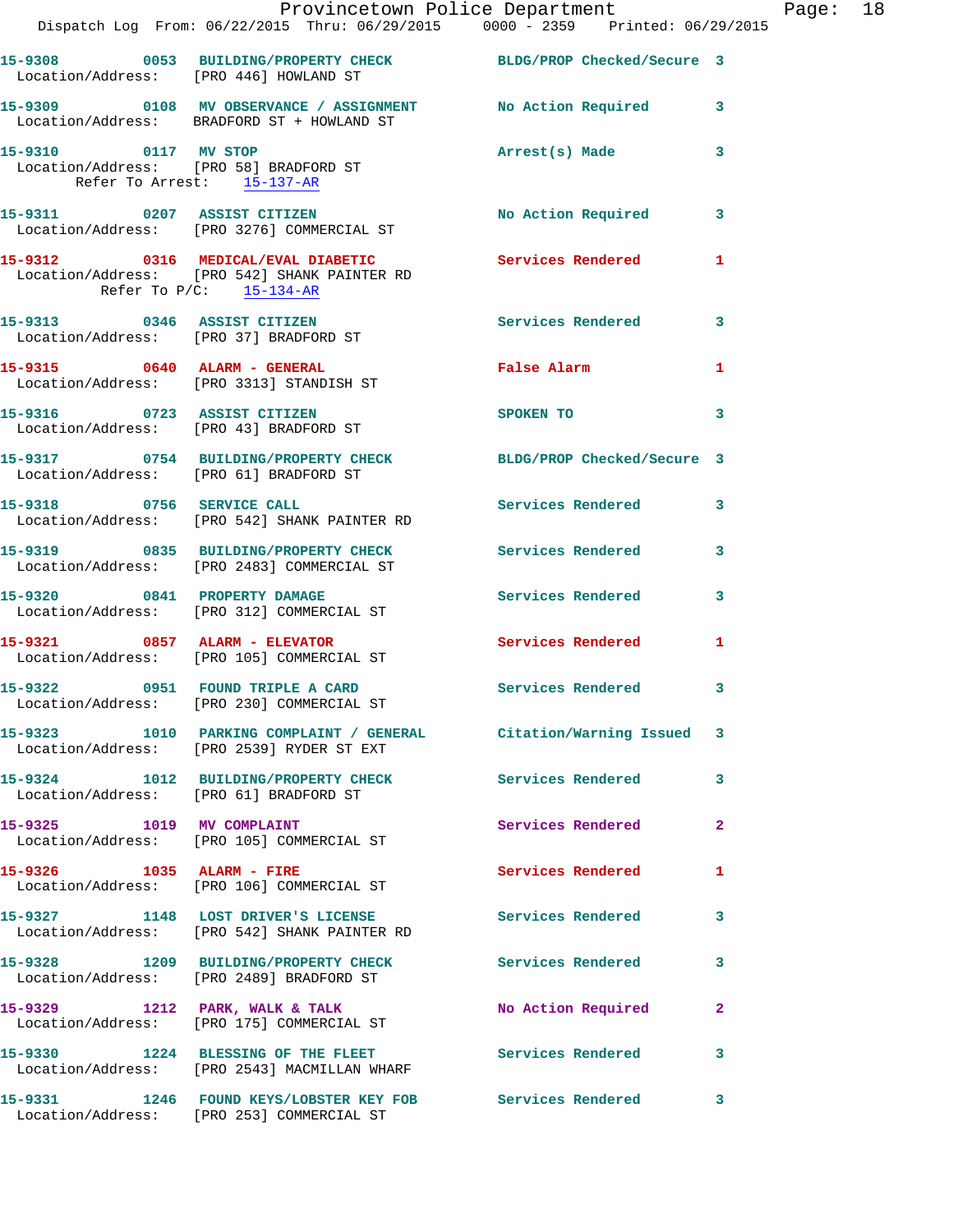15-9308 0053 BUILDING/PROPERTY CHECK BLDG/PROP Checked/Secure 3
Location/Address: [PRO 446] HOWLAND ST

15-9309 0108 MV OBSERVANCE / ASSIGNMENT No Action Required 3
Location/Address: BRADFORD ST + HOWLAND ST

15-9310 0117 MV STOP Arrest(s) Made 3
Location/Address: [PRO 58] BRADFORD ST
Refer To Arrest: 15-137-AR

15-9311 0207 ASSIST CITIZEN No Action Required 3
Location/Address: [PRO 3276] COMMERCIAL ST

15-9312 0316 MEDICAL/EVAL DIABETIC Services Rendered 1
Location/Address: [PRO 542] SHANK PAINTER RD
Refer To P/C: 15-134-AR

15-9313 0346 ASSIST CITIZEN Services Rendered 3
Location/Address: [PRO 37] BRADFORD ST

15-9315 0640 ALARM - GENERAL False Alarm 1
Location/Address: [PRO 3313] STANDISH ST

15-9316 0723 ASSIST CITIZEN SPOKEN TO 3
Location/Address: [PRO 43] BRADFORD ST

15-9317 0754 BUILDING/PROPERTY CHECK BLDG/PROP Checked/Secure 3
Location/Address: [PRO 61] BRADFORD ST

15-9318 0756 SERVICE CALL Services Rendered 3
Location/Address: [PRO 542] SHANK PAINTER RD

15-9319 0835 BUILDING/PROPERTY CHECK Services Rendered 3
Location/Address: [PRO 2483] COMMERCIAL ST

15-9320 0841 PROPERTY DAMAGE Services Rendered 3
Location/Address: [PRO 312] COMMERCIAL ST

15-9321 0857 ALARM - ELEVATOR Services Rendered 1
Location/Address: [PRO 105] COMMERCIAL ST

15-9322 0951 FOUND TRIPLE A CARD Services Rendered 3
Location/Address: [PRO 230] COMMERCIAL ST

15-9323 1010 PARKING COMPLAINT / GENERAL Citation/Warning Issued 3
Location/Address: [PRO 2539] RYDER ST EXT

15-9324 1012 BUILDING/PROPERTY CHECK Services Rendered 3
Location/Address: [PRO 61] BRADFORD ST

15-9325 1019 MV COMPLAINT Services Rendered 2
Location/Address: [PRO 105] COMMERCIAL ST

15-9326 1035 ALARM - FIRE Services Rendered 1
Location/Address: [PRO 106] COMMERCIAL ST

15-9327 1148 LOST DRIVER'S LICENSE Services Rendered 3
Location/Address: [PRO 542] SHANK PAINTER RD

15-9328 1209 BUILDING/PROPERTY CHECK Services Rendered 3
Location/Address: [PRO 2489] BRADFORD ST

15-9329 1212 PARK, WALK & TALK No Action Required 2
Location/Address: [PRO 175] COMMERCIAL ST

15-9330 1224 BLESSING OF THE FLEET Services Rendered 3
Location/Address: [PRO 2543] MACMILLAN WHARF

15-9331 1246 FOUND KEYS/LOBSTER KEY FOB Services Rendered 3
Location/Address: [PRO 253] COMMERCIAL ST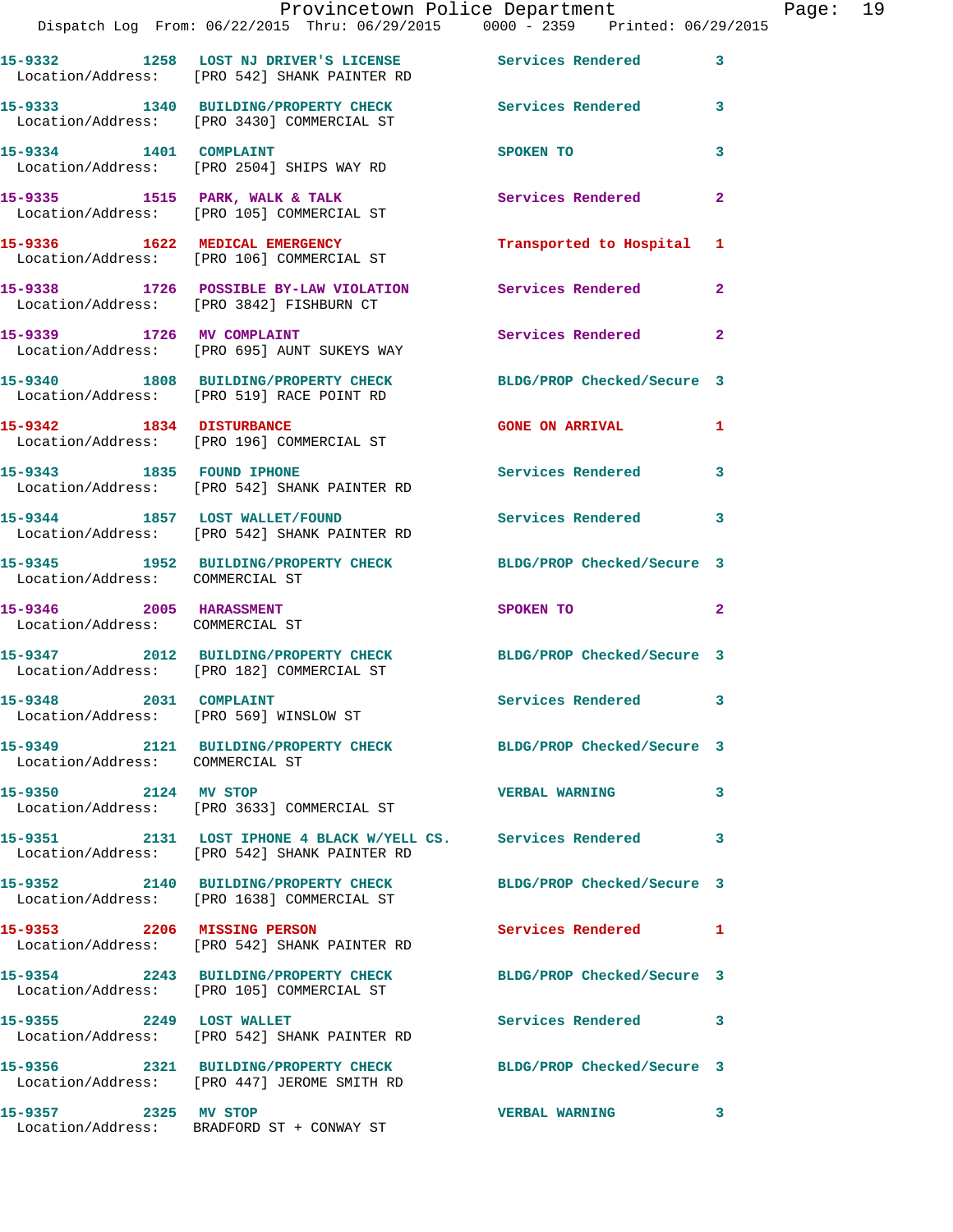| Call # | Time | Call Reason | Action | Priority |
|---|---|---|---|---|
| 15-9332 | 1258 | LOST NJ DRIVER'S LICENSE | Services Rendered | 3 |
| Location/Address: | | [PRO 542] SHANK PAINTER RD | | |
| 15-9333 | 1340 | BUILDING/PROPERTY CHECK | Services Rendered | 3 |
| Location/Address: | | [PRO 3430] COMMERCIAL ST | | |
| 15-9334 | 1401 | COMPLAINT | SPOKEN TO | 3 |
| Location/Address: | | [PRO 2504] SHIPS WAY RD | | |
| 15-9335 | 1515 | PARK, WALK & TALK | Services Rendered | 2 |
| Location/Address: | | [PRO 105] COMMERCIAL ST | | |
| 15-9336 | 1622 | MEDICAL EMERGENCY | Transported to Hospital | 1 |
| Location/Address: | | [PRO 106] COMMERCIAL ST | | |
| 15-9338 | 1726 | POSSIBLE BY-LAW VIOLATION | Services Rendered | 2 |
| Location/Address: | | [PRO 3842] FISHBURN CT | | |
| 15-9339 | 1726 | MV COMPLAINT | Services Rendered | 2 |
| Location/Address: | | [PRO 695] AUNT SUKEYS WAY | | |
| 15-9340 | 1808 | BUILDING/PROPERTY CHECK | BLDG/PROP Checked/Secure | 3 |
| Location/Address: | | [PRO 519] RACE POINT RD | | |
| 15-9342 | 1834 | DISTURBANCE | GONE ON ARRIVAL | 1 |
| Location/Address: | | [PRO 196] COMMERCIAL ST | | |
| 15-9343 | 1835 | FOUND IPHONE | Services Rendered | 3 |
| Location/Address: | | [PRO 542] SHANK PAINTER RD | | |
| 15-9344 | 1857 | LOST WALLET/FOUND | Services Rendered | 3 |
| Location/Address: | | [PRO 542] SHANK PAINTER RD | | |
| 15-9345 | 1952 | BUILDING/PROPERTY CHECK | BLDG/PROP Checked/Secure | 3 |
| Location/Address: | | COMMERCIAL ST | | |
| 15-9346 | 2005 | HARASSMENT | SPOKEN TO | 2 |
| Location/Address: | | COMMERCIAL ST | | |
| 15-9347 | 2012 | BUILDING/PROPERTY CHECK | BLDG/PROP Checked/Secure | 3 |
| Location/Address: | | [PRO 182] COMMERCIAL ST | | |
| 15-9348 | 2031 | COMPLAINT | Services Rendered | 3 |
| Location/Address: | | [PRO 569] WINSLOW ST | | |
| 15-9349 | 2121 | BUILDING/PROPERTY CHECK | BLDG/PROP Checked/Secure | 3 |
| Location/Address: | | COMMERCIAL ST | | |
| 15-9350 | 2124 | MV STOP | VERBAL WARNING | 3 |
| Location/Address: | | [PRO 3633] COMMERCIAL ST | | |
| 15-9351 | 2131 | LOST IPHONE 4 BLACK W/YELL CS. | Services Rendered | 3 |
| Location/Address: | | [PRO 542] SHANK PAINTER RD | | |
| 15-9352 | 2140 | BUILDING/PROPERTY CHECK | BLDG/PROP Checked/Secure | 3 |
| Location/Address: | | [PRO 1638] COMMERCIAL ST | | |
| 15-9353 | 2206 | MISSING PERSON | Services Rendered | 1 |
| Location/Address: | | [PRO 542] SHANK PAINTER RD | | |
| 15-9354 | 2243 | BUILDING/PROPERTY CHECK | BLDG/PROP Checked/Secure | 3 |
| Location/Address: | | [PRO 105] COMMERCIAL ST | | |
| 15-9355 | 2249 | LOST WALLET | Services Rendered | 3 |
| Location/Address: | | [PRO 542] SHANK PAINTER RD | | |
| 15-9356 | 2321 | BUILDING/PROPERTY CHECK | BLDG/PROP Checked/Secure | 3 |
| Location/Address: | | [PRO 447] JEROME SMITH RD | | |
| 15-9357 | 2325 | MV STOP | VERBAL WARNING | 3 |
| Location/Address: | | BRADFORD ST + CONWAY ST | | |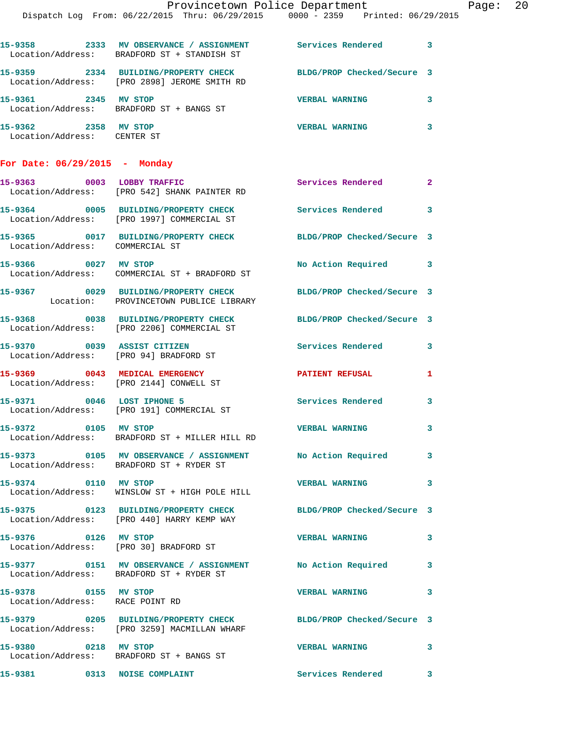15-9358 2333 MV OBSERVANCE / ASSIGNMENT Services Rendered 3
Location/Address: BRADFORD ST + STANDISH ST

15-9359 2334 BUILDING/PROPERTY CHECK BLDG/PROP Checked/Secure 3
Location/Address: [PRO 2898] JEROME SMITH RD

15-9361 2345 MV STOP VERBAL WARNING 3
Location/Address: BRADFORD ST + BANGS ST

15-9362 2358 MV STOP VERBAL WARNING 3
Location/Address: CENTER ST

## For Date: 06/29/2015 - Monday

15-9363 0003 LOBBY TRAFFIC Services Rendered 2
Location/Address: [PRO 542] SHANK PAINTER RD

15-9364 0005 BUILDING/PROPERTY CHECK Services Rendered 3
Location/Address: [PRO 1997] COMMERCIAL ST

15-9365 0017 BUILDING/PROPERTY CHECK BLDG/PROP Checked/Secure 3
Location/Address: COMMERCIAL ST

15-9366 0027 MV STOP No Action Required 3
Location/Address: COMMERCIAL ST + BRADFORD ST

15-9367 0029 BUILDING/PROPERTY CHECK BLDG/PROP Checked/Secure 3
Location: PROVINCETOWN PUBLICE LIBRARY

15-9368 0038 BUILDING/PROPERTY CHECK BLDG/PROP Checked/Secure 3
Location/Address: [PRO 2206] COMMERCIAL ST

15-9370 0039 ASSIST CITIZEN Services Rendered 3
Location/Address: [PRO 94] BRADFORD ST

15-9369 0043 MEDICAL EMERGENCY PATIENT REFUSAL 1
Location/Address: [PRO 2144] CONWELL ST

15-9371 0046 LOST IPHONE 5 Services Rendered 3
Location/Address: [PRO 191] COMMERCIAL ST

15-9372 0105 MV STOP VERBAL WARNING 3
Location/Address: BRADFORD ST + MILLER HILL RD

15-9373 0105 MV OBSERVANCE / ASSIGNMENT No Action Required 3
Location/Address: BRADFORD ST + RYDER ST

15-9374 0110 MV STOP VERBAL WARNING 3
Location/Address: WINSLOW ST + HIGH POLE HILL

15-9375 0123 BUILDING/PROPERTY CHECK BLDG/PROP Checked/Secure 3
Location/Address: [PRO 440] HARRY KEMP WAY

15-9376 0126 MV STOP VERBAL WARNING 3
Location/Address: [PRO 30] BRADFORD ST

15-9377 0151 MV OBSERVANCE / ASSIGNMENT No Action Required 3
Location/Address: BRADFORD ST + RYDER ST

15-9378 0155 MV STOP VERBAL WARNING 3
Location/Address: RACE POINT RD

15-9379 0205 BUILDING/PROPERTY CHECK BLDG/PROP Checked/Secure 3
Location/Address: [PRO 3259] MACMILLAN WHARF

15-9380 0218 MV STOP VERBAL WARNING 3
Location/Address: BRADFORD ST + BANGS ST

15-9381 0313 NOISE COMPLAINT Services Rendered 3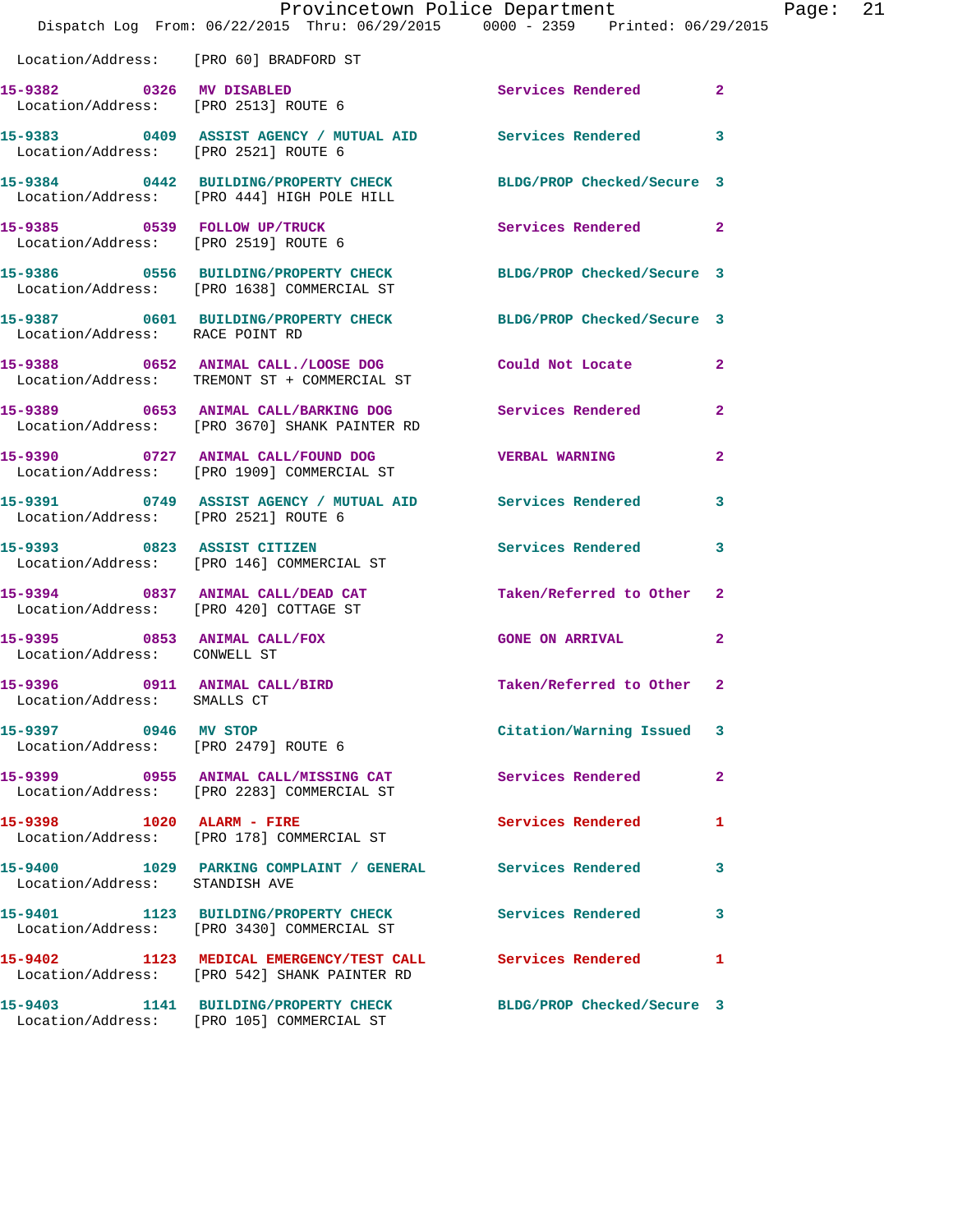Location/Address: [PRO 60] BRADFORD ST

**15-9382 0326 MV DISABLED** Services Rendered 2
Location/Address: [PRO 2513] ROUTE 6

**15-9383 0409 ASSIST AGENCY / MUTUAL AID** Services Rendered 3
Location/Address: [PRO 2521] ROUTE 6

**15-9384 0442 BUILDING/PROPERTY CHECK** BLDG/PROP Checked/Secure 3
Location/Address: [PRO 444] HIGH POLE HILL

**15-9385 0539 FOLLOW UP/TRUCK** Services Rendered 2
Location/Address: [PRO 2519] ROUTE 6

**15-9386 0556 BUILDING/PROPERTY CHECK** BLDG/PROP Checked/Secure 3
Location/Address: [PRO 1638] COMMERCIAL ST

**15-9387 0601 BUILDING/PROPERTY CHECK** BLDG/PROP Checked/Secure 3
Location/Address: RACE POINT RD

**15-9388 0652 ANIMAL CALL./LOOSE DOG** Could Not Locate 2
Location/Address: TREMONT ST + COMMERCIAL ST

**15-9389 0653 ANIMAL CALL/BARKING DOG** Services Rendered 2
Location/Address: [PRO 3670] SHANK PAINTER RD

**15-9390 0727 ANIMAL CALL/FOUND DOG** VERBAL WARNING 2
Location/Address: [PRO 1909] COMMERCIAL ST

**15-9391 0749 ASSIST AGENCY / MUTUAL AID** Services Rendered 3
Location/Address: [PRO 2521] ROUTE 6

**15-9393 0823 ASSIST CITIZEN** Services Rendered 3
Location/Address: [PRO 146] COMMERCIAL ST

**15-9394 0837 ANIMAL CALL/DEAD CAT** Taken/Referred to Other 2
Location/Address: [PRO 420] COTTAGE ST

**15-9395 0853 ANIMAL CALL/FOX** GONE ON ARRIVAL 2
Location/Address: CONWELL ST

**15-9396 0911 ANIMAL CALL/BIRD** Taken/Referred to Other 2
Location/Address: SMALLS CT

**15-9397 0946 MV STOP** Citation/Warning Issued 3
Location/Address: [PRO 2479] ROUTE 6

**15-9399 0955 ANIMAL CALL/MISSING CAT** Services Rendered 2
Location/Address: [PRO 2283] COMMERCIAL ST

**15-9398 1020 ALARM - FIRE** Services Rendered 1
Location/Address: [PRO 178] COMMERCIAL ST

**15-9400 1029 PARKING COMPLAINT / GENERAL** Services Rendered 3
Location/Address: STANDISH AVE

**15-9401 1123 BUILDING/PROPERTY CHECK** Services Rendered 3
Location/Address: [PRO 3430] COMMERCIAL ST

**15-9402 1123 MEDICAL EMERGENCY/TEST CALL** Services Rendered 1
Location/Address: [PRO 542] SHANK PAINTER RD

**15-9403 1141 BUILDING/PROPERTY CHECK** BLDG/PROP Checked/Secure 3
Location/Address: [PRO 105] COMMERCIAL ST